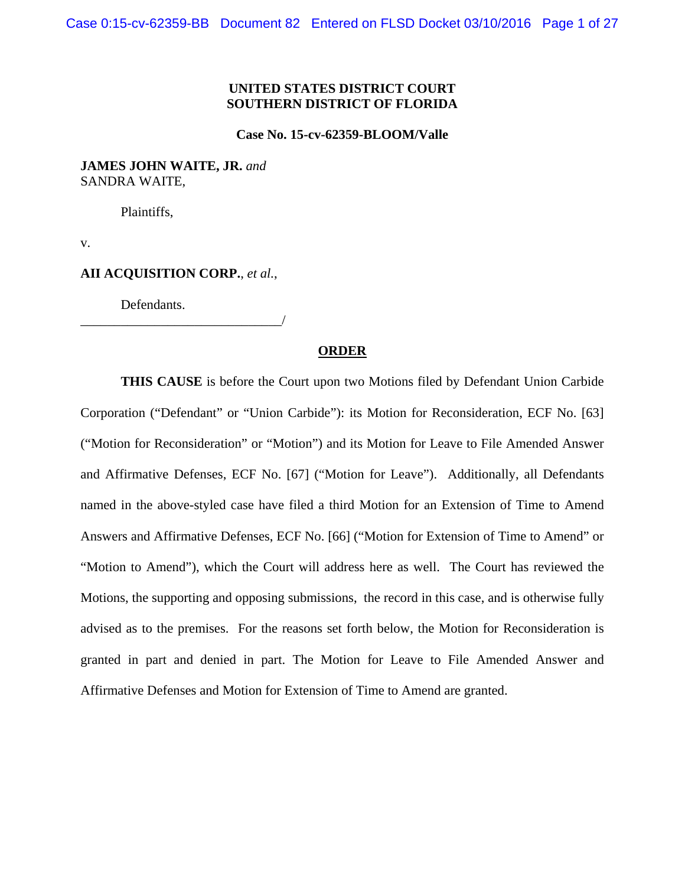**UNITED STATES DISTRICT COURT**
**SOUTHERN DISTRICT OF FLORIDA**

**Case No. 15-cv-62359-BLOOM/Valle**

**JAMES JOHN WAITE, JR.** *and*
SANDRA WAITE,

Plaintiffs,

v.

**AII ACQUISITION CORP.**, *et al.*,

Defendants.
______________________________/

**ORDER**

**THIS CAUSE** is before the Court upon two Motions filed by Defendant Union Carbide Corporation ("Defendant" or "Union Carbide"): its Motion for Reconsideration, ECF No. [63] ("Motion for Reconsideration" or "Motion") and its Motion for Leave to File Amended Answer and Affirmative Defenses, ECF No. [67] ("Motion for Leave"). Additionally, all Defendants named in the above-styled case have filed a third Motion for an Extension of Time to Amend Answers and Affirmative Defenses, ECF No. [66] ("Motion for Extension of Time to Amend" or "Motion to Amend"), which the Court will address here as well. The Court has reviewed the Motions, the supporting and opposing submissions, the record in this case, and is otherwise fully advised as to the premises. For the reasons set forth below, the Motion for Reconsideration is granted in part and denied in part. The Motion for Leave to File Amended Answer and Affirmative Defenses and Motion for Extension of Time to Amend are granted.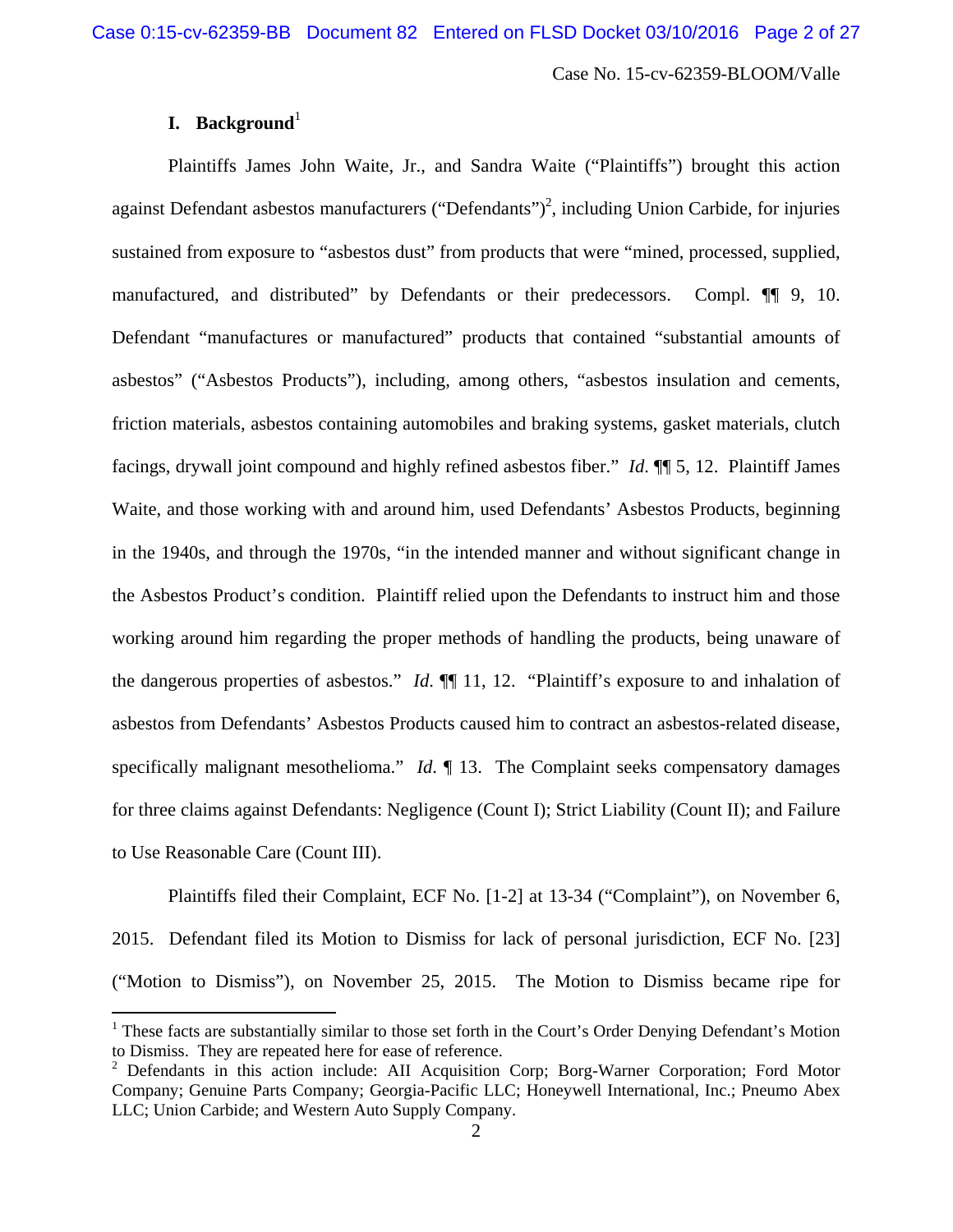## I. Background[1]

Plaintiffs James John Waite, Jr., and Sandra Waite ("Plaintiffs") brought this action against Defendant asbestos manufacturers ("Defendants")[2], including Union Carbide, for injuries sustained from exposure to "asbestos dust" from products that were "mined, processed, supplied, manufactured, and distributed" by Defendants or their predecessors. Compl. ¶¶ 9, 10. Defendant "manufactures or manufactured" products that contained "substantial amounts of asbestos" ("Asbestos Products"), including, among others, "asbestos insulation and cements, friction materials, asbestos containing automobiles and braking systems, gasket materials, clutch facings, drywall joint compound and highly refined asbestos fiber." *Id.* ¶¶ 5, 12. Plaintiff James Waite, and those working with and around him, used Defendants' Asbestos Products, beginning in the 1940s, and through the 1970s, "in the intended manner and without significant change in the Asbestos Product's condition. Plaintiff relied upon the Defendants to instruct him and those working around him regarding the proper methods of handling the products, being unaware of the dangerous properties of asbestos." *Id.* ¶¶ 11, 12. "Plaintiff's exposure to and inhalation of asbestos from Defendants' Asbestos Products caused him to contract an asbestos-related disease, specifically malignant mesothelioma." *Id.* ¶ 13. The Complaint seeks compensatory damages for three claims against Defendants: Negligence (Count I); Strict Liability (Count II); and Failure to Use Reasonable Care (Count III).

Plaintiffs filed their Complaint, ECF No. [1-2] at 13-34 ("Complaint"), on November 6, 2015. Defendant filed its Motion to Dismiss for lack of personal jurisdiction, ECF No. [23] ("Motion to Dismiss"), on November 25, 2015. The Motion to Dismiss became ripe for

[1] These facts are substantially similar to those set forth in the Court's Order Denying Defendant's Motion to Dismiss. They are repeated here for ease of reference.

[2] Defendants in this action include: AII Acquisition Corp; Borg-Warner Corporation; Ford Motor Company; Genuine Parts Company; Georgia-Pacific LLC; Honeywell International, Inc.; Pneumo Abex LLC; Union Carbide; and Western Auto Supply Company.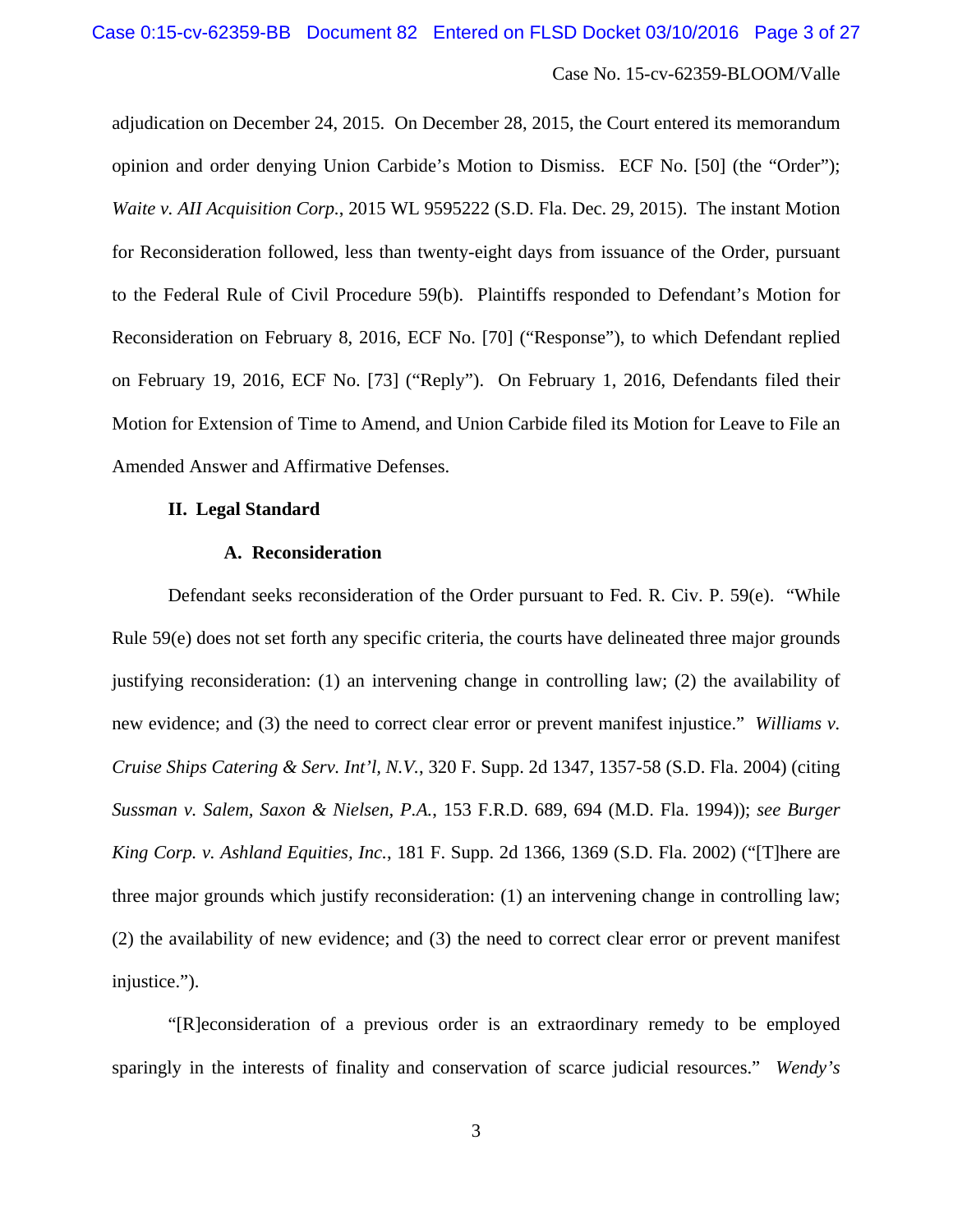adjudication on December 24, 2015. On December 28, 2015, the Court entered its memorandum opinion and order denying Union Carbide's Motion to Dismiss. ECF No. [50] (the "Order"); *Waite v. AII Acquisition Corp.*, 2015 WL 9595222 (S.D. Fla. Dec. 29, 2015). The instant Motion for Reconsideration followed, less than twenty-eight days from issuance of the Order, pursuant to the Federal Rule of Civil Procedure 59(b). Plaintiffs responded to Defendant's Motion for Reconsideration on February 8, 2016, ECF No. [70] ("Response"), to which Defendant replied on February 19, 2016, ECF No. [73] ("Reply"). On February 1, 2016, Defendants filed their Motion for Extension of Time to Amend, and Union Carbide filed its Motion for Leave to File an Amended Answer and Affirmative Defenses.

## II. Legal Standard

### A. Reconsideration

Defendant seeks reconsideration of the Order pursuant to Fed. R. Civ. P. 59(e). "While Rule 59(e) does not set forth any specific criteria, the courts have delineated three major grounds justifying reconsideration: (1) an intervening change in controlling law; (2) the availability of new evidence; and (3) the need to correct clear error or prevent manifest injustice." *Williams v. Cruise Ships Catering & Serv. Int'l, N.V.*, 320 F. Supp. 2d 1347, 1357-58 (S.D. Fla. 2004) (citing *Sussman v. Salem, Saxon & Nielsen, P.A.*, 153 F.R.D. 689, 694 (M.D. Fla. 1994)); *see Burger King Corp. v. Ashland Equities, Inc.*, 181 F. Supp. 2d 1366, 1369 (S.D. Fla. 2002) ("[T]here are three major grounds which justify reconsideration: (1) an intervening change in controlling law; (2) the availability of new evidence; and (3) the need to correct clear error or prevent manifest injustice.").

"[R]econsideration of a previous order is an extraordinary remedy to be employed sparingly in the interests of finality and conservation of scarce judicial resources." *Wendy's*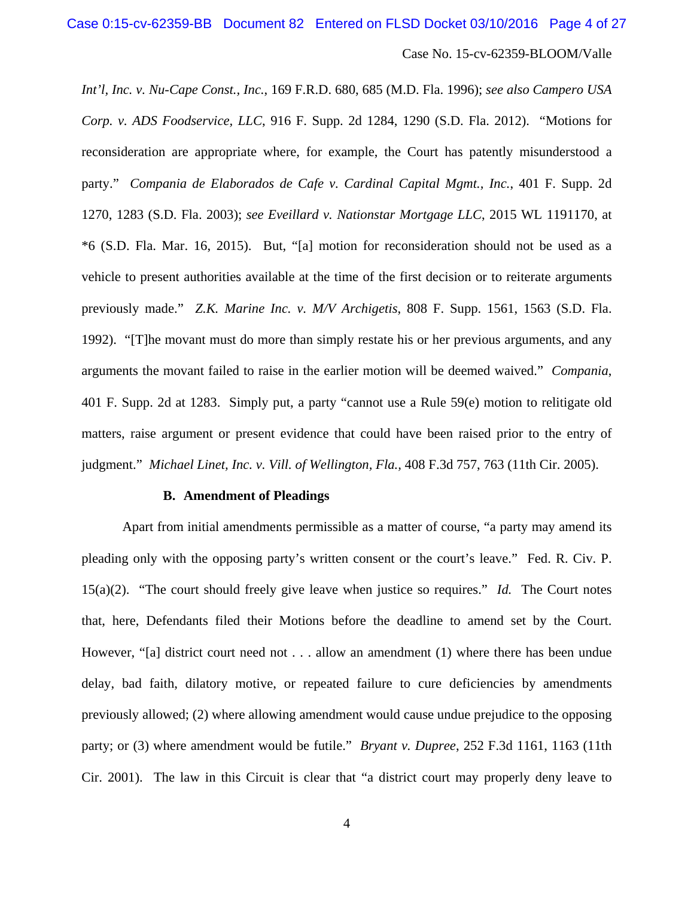*Int'l, Inc. v. Nu-Cape Const., Inc.*, 169 F.R.D. 680, 685 (M.D. Fla. 1996); *see also Campero USA Corp. v. ADS Foodservice, LLC*, 916 F. Supp. 2d 1284, 1290 (S.D. Fla. 2012). "Motions for reconsideration are appropriate where, for example, the Court has patently misunderstood a party." *Compania de Elaborados de Cafe v. Cardinal Capital Mgmt., Inc.*, 401 F. Supp. 2d 1270, 1283 (S.D. Fla. 2003); *see Eveillard v. Nationstar Mortgage LLC*, 2015 WL 1191170, at *6 (S.D. Fla. Mar. 16, 2015). But, "[a] motion for reconsideration should not be used as a vehicle to present authorities available at the time of the first decision or to reiterate arguments previously made." *Z.K. Marine Inc. v. M/V Archigetis*, 808 F. Supp. 1561, 1563 (S.D. Fla. 1992). "[T]he movant must do more than simply restate his or her previous arguments, and any arguments the movant failed to raise in the earlier motion will be deemed waived." *Compania*, 401 F. Supp. 2d at 1283. Simply put, a party "cannot use a Rule 59(e) motion to relitigate old matters, raise argument or present evidence that could have been raised prior to the entry of judgment." *Michael Linet, Inc. v. Vill. of Wellington, Fla.*, 408 F.3d 757, 763 (11th Cir. 2005).

**B. Amendment of Pleadings**

Apart from initial amendments permissible as a matter of course, "a party may amend its pleading only with the opposing party's written consent or the court's leave." Fed. R. Civ. P. 15(a)(2). "The court should freely give leave when justice so requires." *Id.* The Court notes that, here, Defendants filed their Motions before the deadline to amend set by the Court. However, "[a] district court need not . . . allow an amendment (1) where there has been undue delay, bad faith, dilatory motive, or repeated failure to cure deficiencies by amendments previously allowed; (2) where allowing amendment would cause undue prejudice to the opposing party; or (3) where amendment would be futile." *Bryant v. Dupree*, 252 F.3d 1161, 1163 (11th Cir. 2001). The law in this Circuit is clear that "a district court may properly deny leave to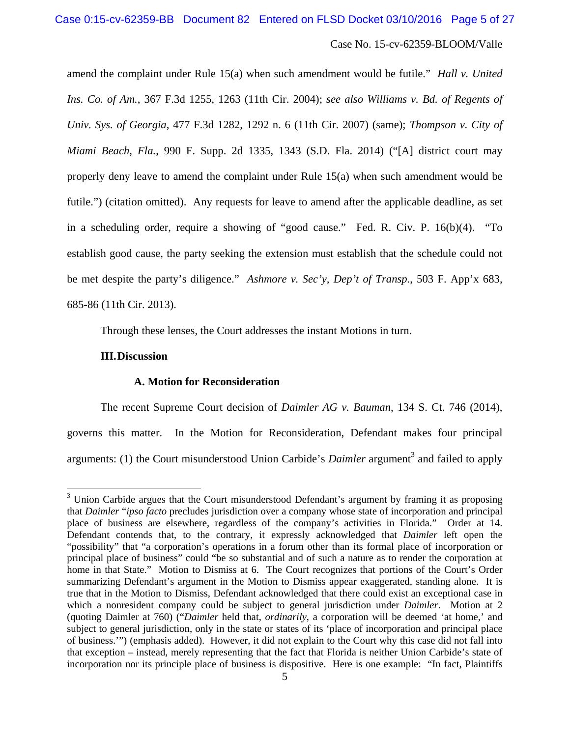amend the complaint under Rule 15(a) when such amendment would be futile." *Hall v. United Ins. Co. of Am.*, 367 F.3d 1255, 1263 (11th Cir. 2004); *see also Williams v. Bd. of Regents of Univ. Sys. of Georgia*, 477 F.3d 1282, 1292 n. 6 (11th Cir. 2007) (same); *Thompson v. City of Miami Beach, Fla.*, 990 F. Supp. 2d 1335, 1343 (S.D. Fla. 2014) ("[A] district court may properly deny leave to amend the complaint under Rule 15(a) when such amendment would be futile.") (citation omitted). Any requests for leave to amend after the applicable deadline, as set in a scheduling order, require a showing of "good cause." Fed. R. Civ. P. 16(b)(4). "To establish good cause, the party seeking the extension must establish that the schedule could not be met despite the party's diligence." *Ashmore v. Sec'y, Dep't of Transp.*, 503 F. App'x 683, 685-86 (11th Cir. 2013).

Through these lenses, the Court addresses the instant Motions in turn.

## III. Discussion

### A. Motion for Reconsideration

The recent Supreme Court decision of *Daimler AG v. Bauman*, 134 S. Ct. 746 (2014), governs this matter. In the Motion for Reconsideration, Defendant makes four principal arguments: (1) the Court misunderstood Union Carbide's *Daimler* argument[3] and failed to apply

---

[3] Union Carbide argues that the Court misunderstood Defendant's argument by framing it as proposing that *Daimler* "*ipso facto* precludes jurisdiction over a company whose state of incorporation and principal place of business are elsewhere, regardless of the company's activities in Florida." Order at 14. Defendant contends that, to the contrary, it expressly acknowledged that *Daimler* left open the "possibility" that "a corporation's operations in a forum other than its formal place of incorporation or principal place of business" could "be so substantial and of such a nature as to render the corporation at home in that State." Motion to Dismiss at 6. The Court recognizes that portions of the Court's Order summarizing Defendant's argument in the Motion to Dismiss appear exaggerated, standing alone. It is true that in the Motion to Dismiss, Defendant acknowledged that there could exist an exceptional case in which a nonresident company could be subject to general jurisdiction under *Daimler*. Motion at 2 (quoting Daimler at 760) ("*Daimler* held that, *ordinarily*, a corporation will be deemed 'at home,' and subject to general jurisdiction, only in the state or states of its 'place of incorporation and principal place of business.'") (emphasis added). However, it did not explain to the Court why this case did not fall into that exception – instead, merely representing that the fact that Florida is neither Union Carbide's state of incorporation nor its principle place of business is dispositive. Here is one example: "In fact, Plaintiffs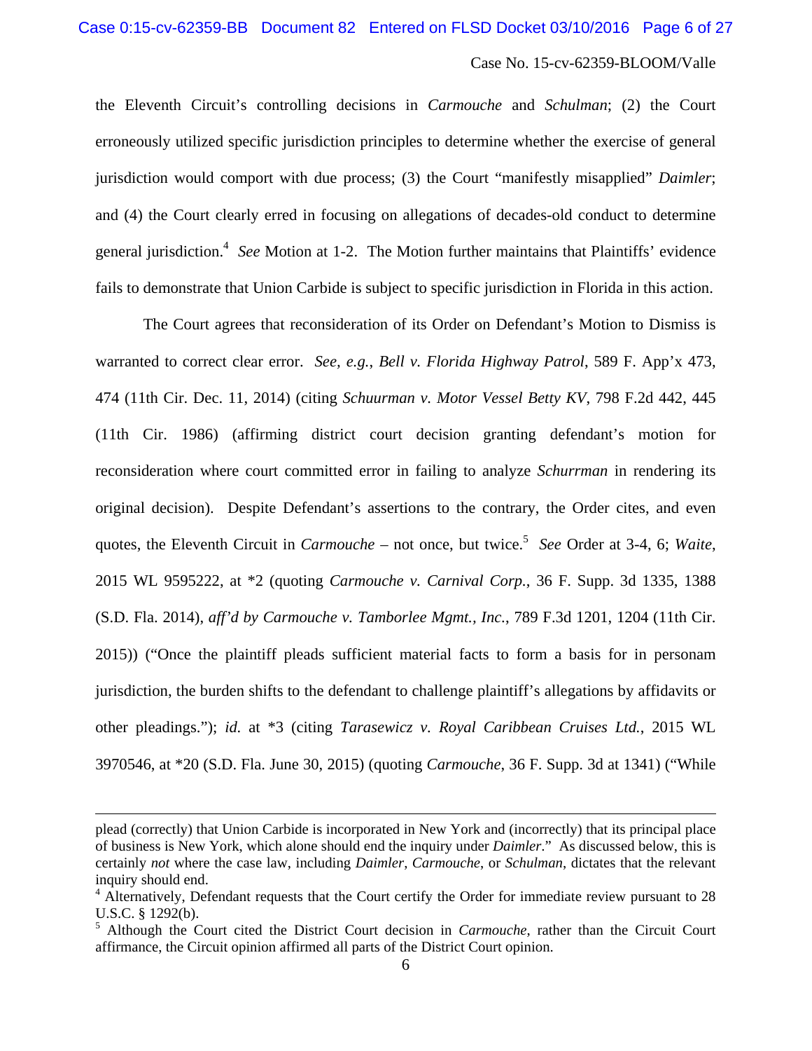the Eleventh Circuit's controlling decisions in *Carmouche* and *Schulman*; (2) the Court erroneously utilized specific jurisdiction principles to determine whether the exercise of general jurisdiction would comport with due process; (3) the Court "manifestly misapplied" *Daimler*; and (4) the Court clearly erred in focusing on allegations of decades-old conduct to determine general jurisdiction.[4] *See* Motion at 1-2. The Motion further maintains that Plaintiffs' evidence fails to demonstrate that Union Carbide is subject to specific jurisdiction in Florida in this action.

The Court agrees that reconsideration of its Order on Defendant's Motion to Dismiss is warranted to correct clear error. *See, e.g.*, *Bell v. Florida Highway Patrol*, 589 F. App'x 473, 474 (11th Cir. Dec. 11, 2014) (citing *Schuurman v. Motor Vessel Betty KV*, 798 F.2d 442, 445 (11th Cir. 1986) (affirming district court decision granting defendant's motion for reconsideration where court committed error in failing to analyze *Schurrman* in rendering its original decision). Despite Defendant's assertions to the contrary, the Order cites, and even quotes, the Eleventh Circuit in *Carmouche* – not once, but twice.[5] *See* Order at 3-4, 6; *Waite*, 2015 WL 9595222, at *2 (quoting *Carmouche v. Carnival Corp.*, 36 F. Supp. 3d 1335, 1388 (S.D. Fla. 2014), *aff'd by Carmouche v. Tamborlee Mgmt., Inc.*, 789 F.3d 1201, 1204 (11th Cir. 2015)) ("Once the plaintiff pleads sufficient material facts to form a basis for in personam jurisdiction, the burden shifts to the defendant to challenge plaintiff's allegations by affidavits or other pleadings."); *id.* at *3 (citing *Tarasewicz v. Royal Caribbean Cruises Ltd.*, 2015 WL 3970546, at *20 (S.D. Fla. June 30, 2015) (quoting *Carmouche*, 36 F. Supp. 3d at 1341) ("While

---

plead (correctly) that Union Carbide is incorporated in New York and (incorrectly) that its principal place of business is New York, which alone should end the inquiry under *Daimler*." As discussed below, this is certainly *not* where the case law, including *Daimler*, *Carmouche*, or *Schulman*, dictates that the relevant inquiry should end.

[4] Alternatively, Defendant requests that the Court certify the Order for immediate review pursuant to 28 U.S.C. § 1292(b).

[5] Although the Court cited the District Court decision in *Carmouche*, rather than the Circuit Court affirmance, the Circuit opinion affirmed all parts of the District Court opinion.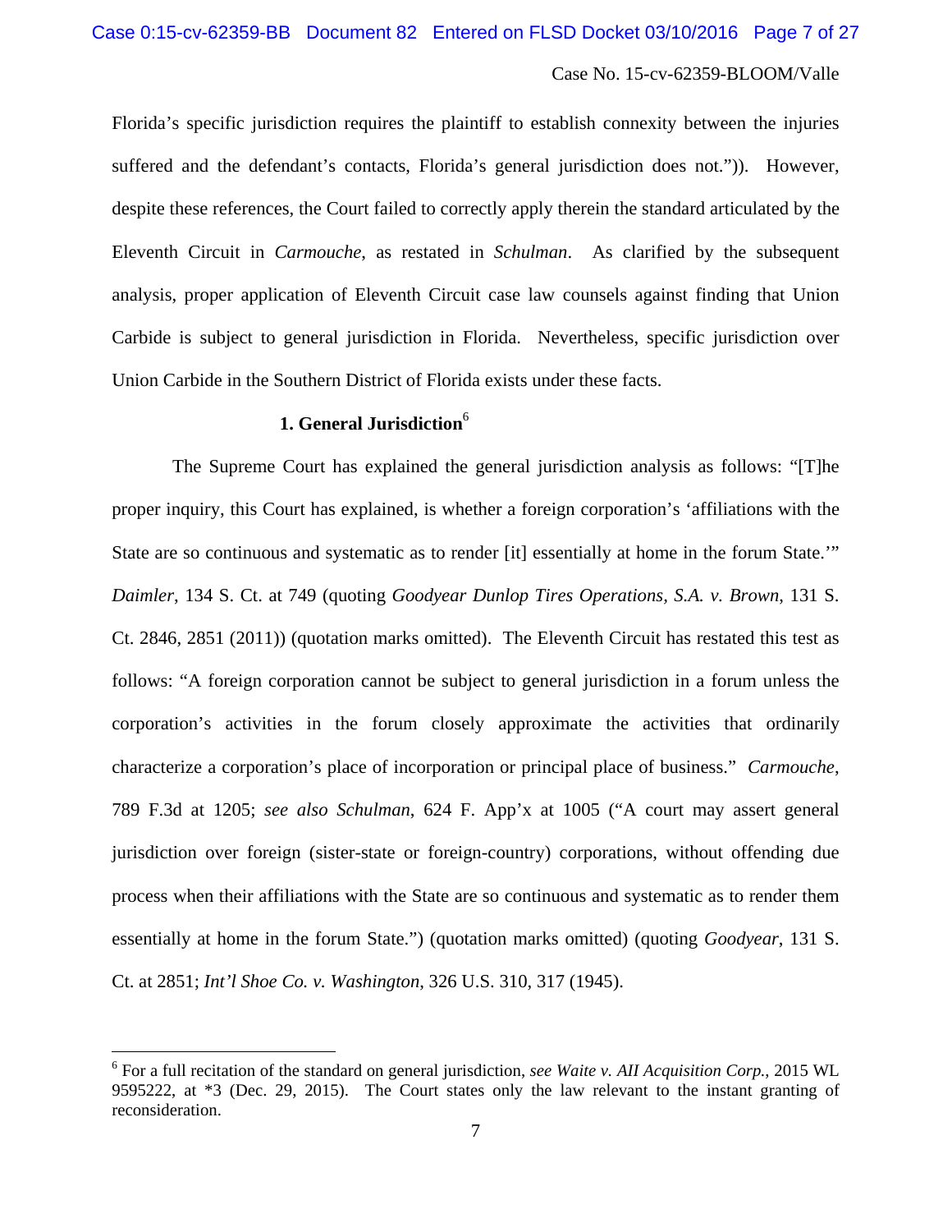Florida's specific jurisdiction requires the plaintiff to establish connexity between the injuries suffered and the defendant's contacts, Florida's general jurisdiction does not.")). However, despite these references, the Court failed to correctly apply therein the standard articulated by the Eleventh Circuit in *Carmouche*, as restated in *Schulman*. As clarified by the subsequent analysis, proper application of Eleventh Circuit case law counsels against finding that Union Carbide is subject to general jurisdiction in Florida. Nevertheless, specific jurisdiction over Union Carbide in the Southern District of Florida exists under these facts.

### 1. General Jurisdiction[6]

The Supreme Court has explained the general jurisdiction analysis as follows: "[T]he proper inquiry, this Court has explained, is whether a foreign corporation's 'affiliations with the State are so continuous and systematic as to render [it] essentially at home in the forum State.'" *Daimler*, 134 S. Ct. at 749 (quoting *Goodyear Dunlop Tires Operations, S.A. v. Brown*, 131 S. Ct. 2846, 2851 (2011)) (quotation marks omitted). The Eleventh Circuit has restated this test as follows: "A foreign corporation cannot be subject to general jurisdiction in a forum unless the corporation's activities in the forum closely approximate the activities that ordinarily characterize a corporation's place of incorporation or principal place of business." *Carmouche*, 789 F.3d at 1205; *see also Schulman*, 624 F. App'x at 1005 ("A court may assert general jurisdiction over foreign (sister-state or foreign-country) corporations, without offending due process when their affiliations with the State are so continuous and systematic as to render them essentially at home in the forum State.") (quotation marks omitted) (quoting *Goodyear*, 131 S. Ct. at 2851; *Int'l Shoe Co. v. Washington*, 326 U.S. 310, 317 (1945).

---

[6] For a full recitation of the standard on general jurisdiction, *see Waite v. AII Acquisition Corp.*, 2015 WL 9595222, at *3 (Dec. 29, 2015). The Court states only the law relevant to the instant granting of reconsideration.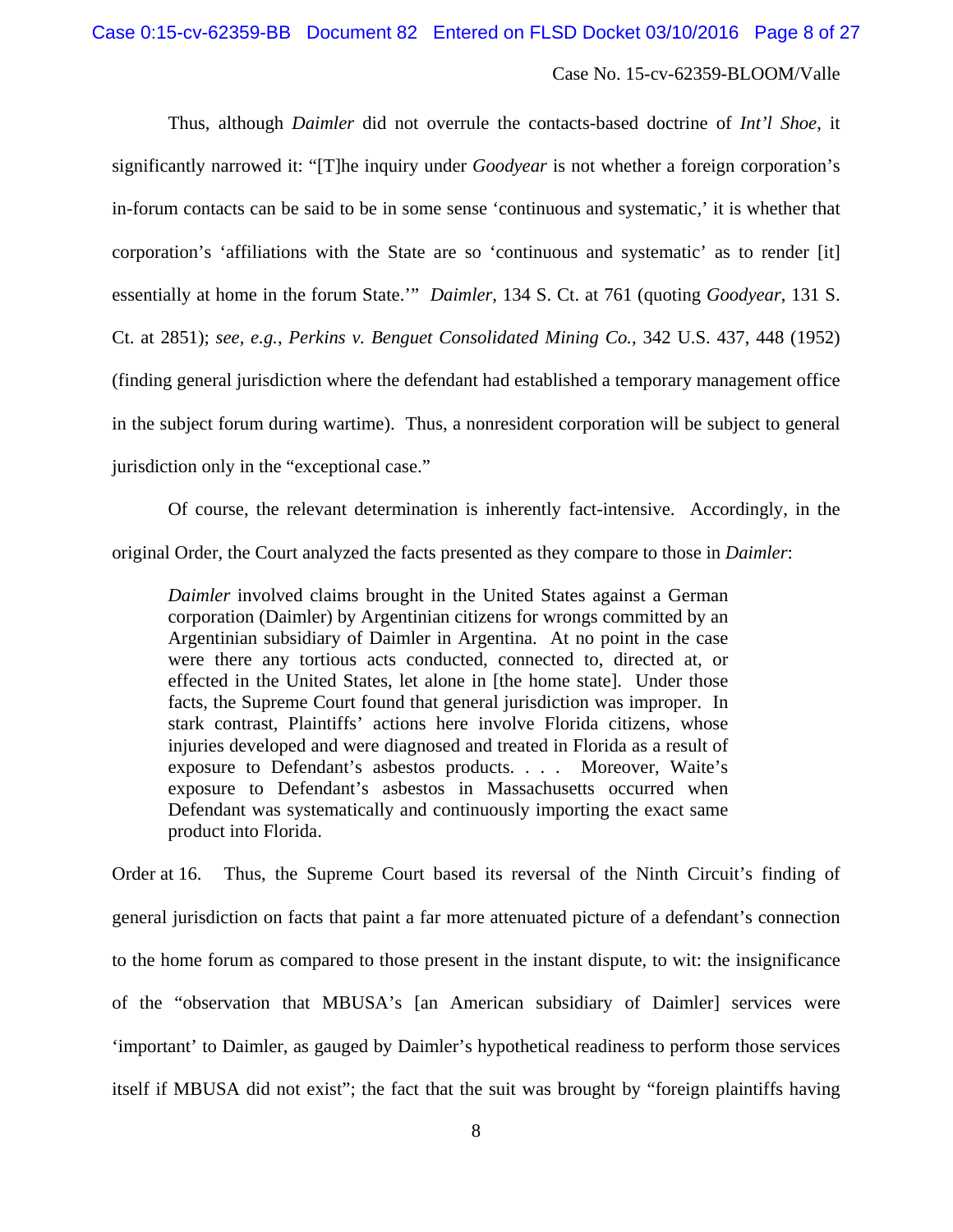Thus, although *Daimler* did not overrule the contacts-based doctrine of *Int'l Shoe*, it significantly narrowed it: "[T]he inquiry under *Goodyear* is not whether a foreign corporation's in-forum contacts can be said to be in some sense 'continuous and systematic,' it is whether that corporation's 'affiliations with the State are so 'continuous and systematic' as to render [it] essentially at home in the forum State.'" *Daimler*, 134 S. Ct. at 761 (quoting *Goodyear*, 131 S. Ct. at 2851); *see, e.g.*, *Perkins v. Benguet Consolidated Mining Co.*, 342 U.S. 437, 448 (1952) (finding general jurisdiction where the defendant had established a temporary management office in the subject forum during wartime). Thus, a nonresident corporation will be subject to general jurisdiction only in the "exceptional case."

Of course, the relevant determination is inherently fact-intensive. Accordingly, in the original Order, the Court analyzed the facts presented as they compare to those in *Daimler*:

> *Daimler* involved claims brought in the United States against a German corporation (Daimler) by Argentinian citizens for wrongs committed by an Argentinian subsidiary of Daimler in Argentina. At no point in the case were there any tortious acts conducted, connected to, directed at, or effected in the United States, let alone in [the home state]. Under those facts, the Supreme Court found that general jurisdiction was improper. In stark contrast, Plaintiffs' actions here involve Florida citizens, whose injuries developed and were diagnosed and treated in Florida as a result of exposure to Defendant's asbestos products. . . . Moreover, Waite's exposure to Defendant's asbestos in Massachusetts occurred when Defendant was systematically and continuously importing the exact same product into Florida.

Order at 16. Thus, the Supreme Court based its reversal of the Ninth Circuit's finding of general jurisdiction on facts that paint a far more attenuated picture of a defendant's connection to the home forum as compared to those present in the instant dispute, to wit: the insignificance of the "observation that MBUSA's [an American subsidiary of Daimler] services were 'important' to Daimler, as gauged by Daimler's hypothetical readiness to perform those services itself if MBUSA did not exist"; the fact that the suit was brought by "foreign plaintiffs having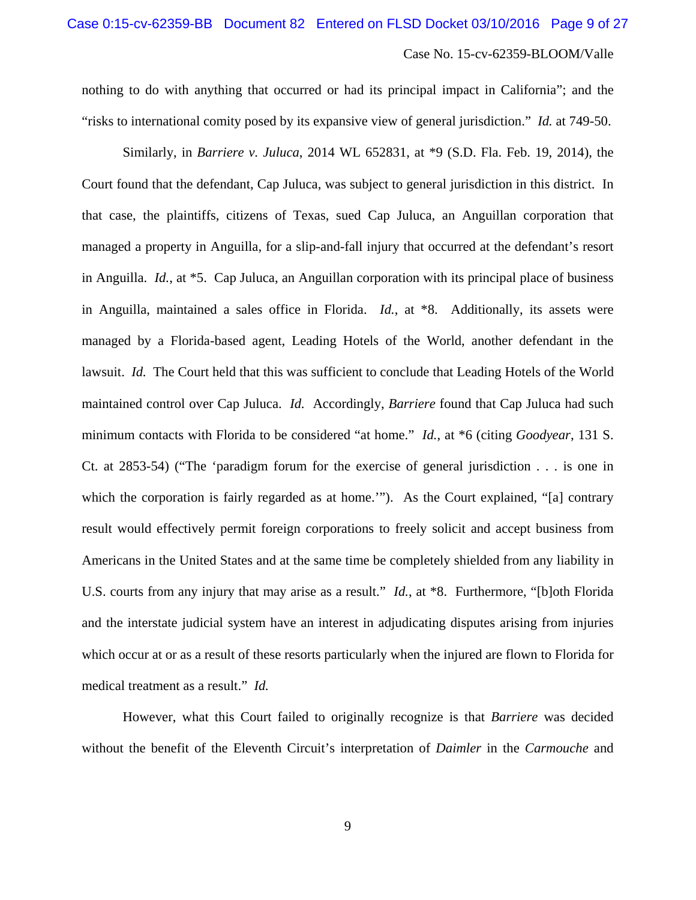nothing to do with anything that occurred or had its principal impact in California"; and the "risks to international comity posed by its expansive view of general jurisdiction." *Id.* at 749-50.

Similarly, in *Barriere v. Juluca*, 2014 WL 652831, at *9 (S.D. Fla. Feb. 19, 2014), the Court found that the defendant, Cap Juluca, was subject to general jurisdiction in this district. In that case, the plaintiffs, citizens of Texas, sued Cap Juluca, an Anguillan corporation that managed a property in Anguilla, for a slip-and-fall injury that occurred at the defendant's resort in Anguilla. *Id.*, at *5. Cap Juluca, an Anguillan corporation with its principal place of business in Anguilla, maintained a sales office in Florida. *Id.*, at *8. Additionally, its assets were managed by a Florida-based agent, Leading Hotels of the World, another defendant in the lawsuit. *Id.* The Court held that this was sufficient to conclude that Leading Hotels of the World maintained control over Cap Juluca. *Id.* Accordingly, *Barriere* found that Cap Juluca had such minimum contacts with Florida to be considered "at home." *Id.*, at *6 (citing *Goodyear*, 131 S. Ct. at 2853-54) ("The 'paradigm forum for the exercise of general jurisdiction . . . is one in which the corporation is fairly regarded as at home.'"). As the Court explained, "[a] contrary result would effectively permit foreign corporations to freely solicit and accept business from Americans in the United States and at the same time be completely shielded from any liability in U.S. courts from any injury that may arise as a result." *Id.*, at *8. Furthermore, "[b]oth Florida and the interstate judicial system have an interest in adjudicating disputes arising from injuries which occur at or as a result of these resorts particularly when the injured are flown to Florida for medical treatment as a result." *Id.*

However, what this Court failed to originally recognize is that *Barriere* was decided without the benefit of the Eleventh Circuit's interpretation of *Daimler* in the *Carmouche* and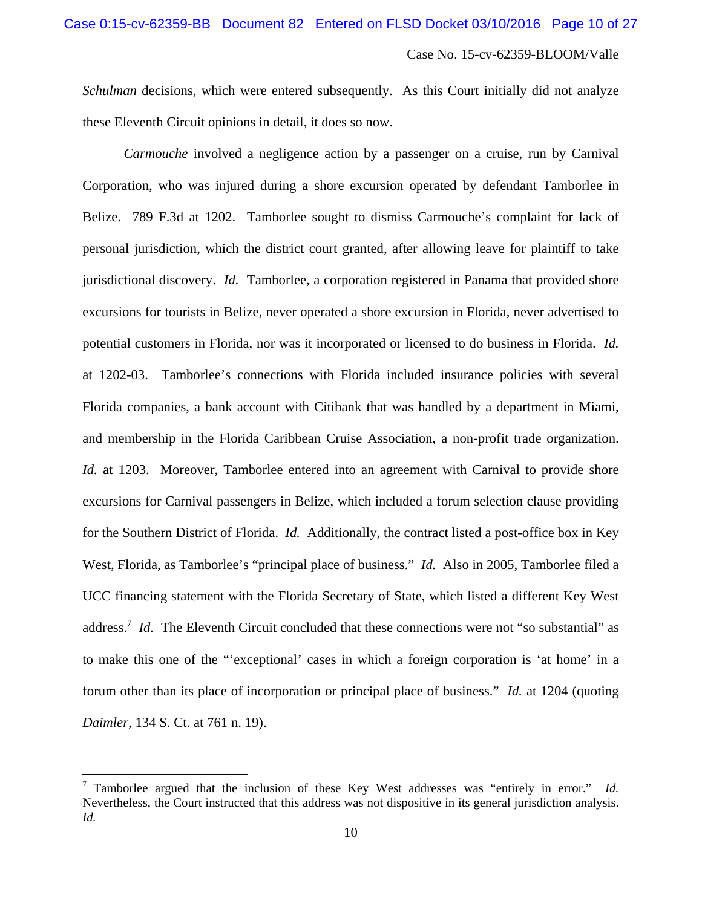*Schulman* decisions, which were entered subsequently. As this Court initially did not analyze these Eleventh Circuit opinions in detail, it does so now.

*Carmouche* involved a negligence action by a passenger on a cruise, run by Carnival Corporation, who was injured during a shore excursion operated by defendant Tamborlee in Belize. 789 F.3d at 1202. Tamborlee sought to dismiss Carmouche's complaint for lack of personal jurisdiction, which the district court granted, after allowing leave for plaintiff to take jurisdictional discovery. *Id.* Tamborlee, a corporation registered in Panama that provided shore excursions for tourists in Belize, never operated a shore excursion in Florida, never advertised to potential customers in Florida, nor was it incorporated or licensed to do business in Florida. *Id.* at 1202-03. Tamborlee's connections with Florida included insurance policies with several Florida companies, a bank account with Citibank that was handled by a department in Miami, and membership in the Florida Caribbean Cruise Association, a non-profit trade organization. *Id.* at 1203. Moreover, Tamborlee entered into an agreement with Carnival to provide shore excursions for Carnival passengers in Belize, which included a forum selection clause providing for the Southern District of Florida. *Id.* Additionally, the contract listed a post-office box in Key West, Florida, as Tamborlee's "principal place of business." *Id.* Also in 2005, Tamborlee filed a UCC financing statement with the Florida Secretary of State, which listed a different Key West address.[7] *Id.* The Eleventh Circuit concluded that these connections were not "so substantial" as to make this one of the "'exceptional' cases in which a foreign corporation is 'at home' in a forum other than its place of incorporation or principal place of business." *Id.* at 1204 (quoting *Daimler*, 134 S. Ct. at 761 n. 19).

---

[7] Tamborlee argued that the inclusion of these Key West addresses was "entirely in error." *Id.* Nevertheless, the Court instructed that this address was not dispositive in its general jurisdiction analysis. *Id.*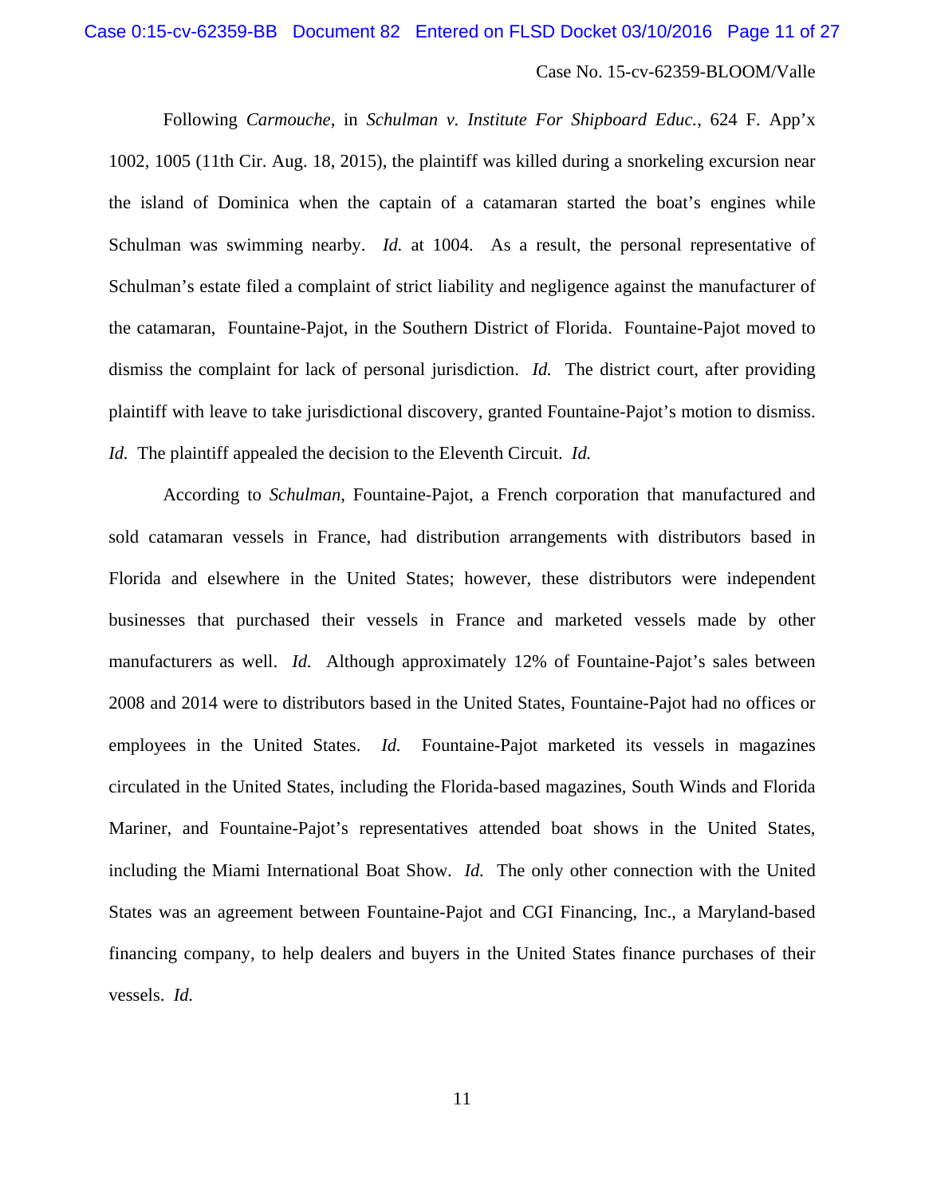Following *Carmouche*, in *Schulman v. Institute For Shipboard Educ.*, 624 F. App'x 1002, 1005 (11th Cir. Aug. 18, 2015), the plaintiff was killed during a snorkeling excursion near the island of Dominica when the captain of a catamaran started the boat's engines while Schulman was swimming nearby. *Id.* at 1004. As a result, the personal representative of Schulman's estate filed a complaint of strict liability and negligence against the manufacturer of the catamaran, Fountaine-Pajot, in the Southern District of Florida. Fountaine-Pajot moved to dismiss the complaint for lack of personal jurisdiction. *Id.* The district court, after providing plaintiff with leave to take jurisdictional discovery, granted Fountaine-Pajot's motion to dismiss. *Id.* The plaintiff appealed the decision to the Eleventh Circuit. *Id.*

According to *Schulman*, Fountaine-Pajot, a French corporation that manufactured and sold catamaran vessels in France, had distribution arrangements with distributors based in Florida and elsewhere in the United States; however, these distributors were independent businesses that purchased their vessels in France and marketed vessels made by other manufacturers as well. *Id.* Although approximately 12% of Fountaine-Pajot's sales between 2008 and 2014 were to distributors based in the United States, Fountaine-Pajot had no offices or employees in the United States. *Id.* Fountaine-Pajot marketed its vessels in magazines circulated in the United States, including the Florida-based magazines, South Winds and Florida Mariner, and Fountaine-Pajot's representatives attended boat shows in the United States, including the Miami International Boat Show. *Id.* The only other connection with the United States was an agreement between Fountaine-Pajot and CGI Financing, Inc., a Maryland-based financing company, to help dealers and buyers in the United States finance purchases of their vessels. *Id.*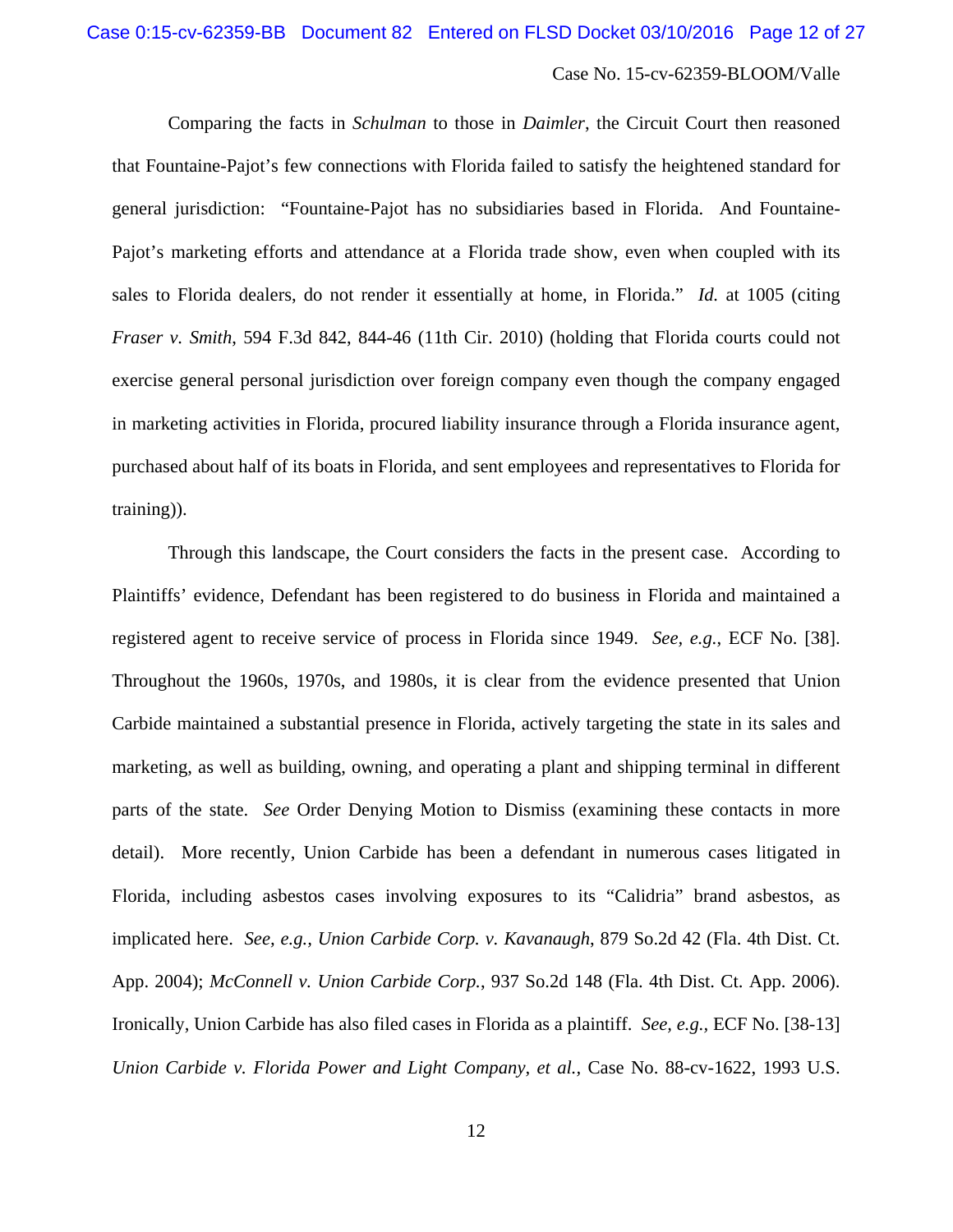Comparing the facts in *Schulman* to those in *Daimler*, the Circuit Court then reasoned that Fountaine-Pajot's few connections with Florida failed to satisfy the heightened standard for general jurisdiction: "Fountaine-Pajot has no subsidiaries based in Florida. And Fountaine-Pajot's marketing efforts and attendance at a Florida trade show, even when coupled with its sales to Florida dealers, do not render it essentially at home, in Florida." *Id.* at 1005 (citing *Fraser v. Smith*, 594 F.3d 842, 844-46 (11th Cir. 2010) (holding that Florida courts could not exercise general personal jurisdiction over foreign company even though the company engaged in marketing activities in Florida, procured liability insurance through a Florida insurance agent, purchased about half of its boats in Florida, and sent employees and representatives to Florida for training)).

Through this landscape, the Court considers the facts in the present case. According to Plaintiffs' evidence, Defendant has been registered to do business in Florida and maintained a registered agent to receive service of process in Florida since 1949. *See, e.g.*, ECF No. [38]. Throughout the 1960s, 1970s, and 1980s, it is clear from the evidence presented that Union Carbide maintained a substantial presence in Florida, actively targeting the state in its sales and marketing, as well as building, owning, and operating a plant and shipping terminal in different parts of the state. *See* Order Denying Motion to Dismiss (examining these contacts in more detail). More recently, Union Carbide has been a defendant in numerous cases litigated in Florida, including asbestos cases involving exposures to its "Calidria" brand asbestos, as implicated here. *See, e.g., Union Carbide Corp. v. Kavanaugh*, 879 So.2d 42 (Fla. 4th Dist. Ct. App. 2004); *McConnell v. Union Carbide Corp.*, 937 So.2d 148 (Fla. 4th Dist. Ct. App. 2006). Ironically, Union Carbide has also filed cases in Florida as a plaintiff. *See, e.g.*, ECF No. [38-13] *Union Carbide v. Florida Power and Light Company, et al.,* Case No. 88-cv-1622, 1993 U.S.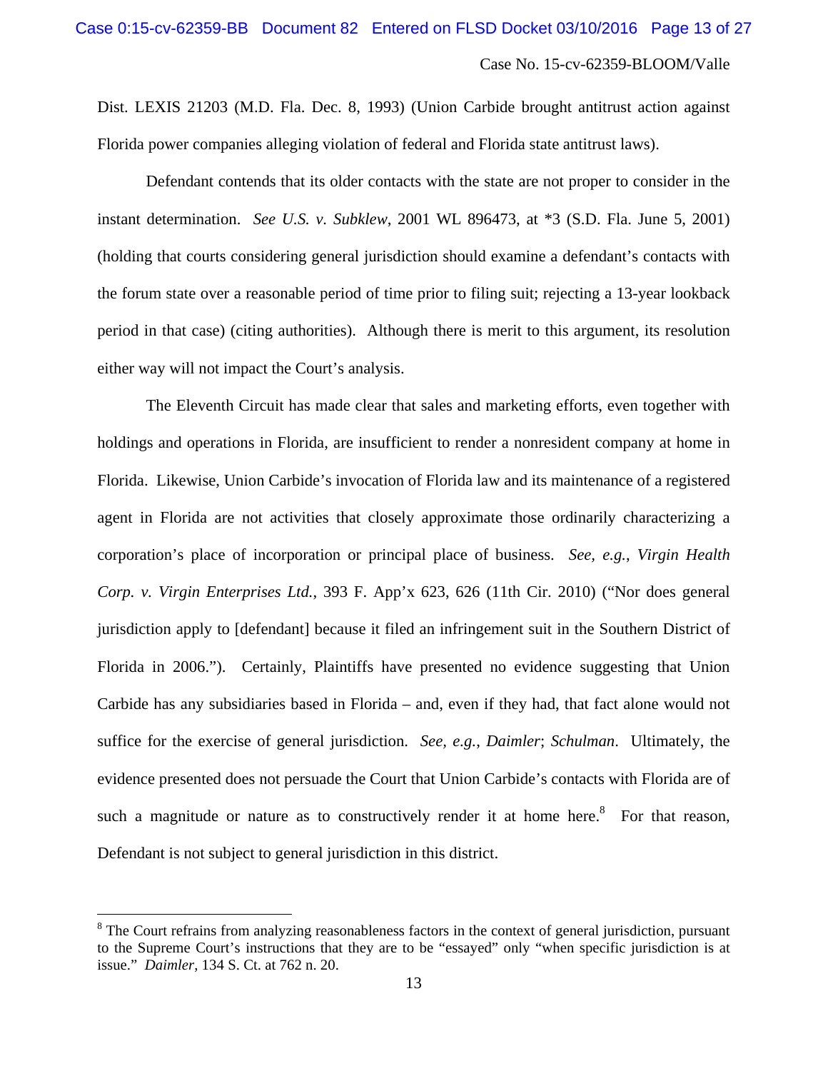Dist. LEXIS 21203 (M.D. Fla. Dec. 8, 1993) (Union Carbide brought antitrust action against Florida power companies alleging violation of federal and Florida state antitrust laws).

Defendant contends that its older contacts with the state are not proper to consider in the instant determination. *See U.S. v. Subklew*, 2001 WL 896473, at *3 (S.D. Fla. June 5, 2001) (holding that courts considering general jurisdiction should examine a defendant's contacts with the forum state over a reasonable period of time prior to filing suit; rejecting a 13-year lookback period in that case) (citing authorities). Although there is merit to this argument, its resolution either way will not impact the Court's analysis.

The Eleventh Circuit has made clear that sales and marketing efforts, even together with holdings and operations in Florida, are insufficient to render a nonresident company at home in Florida. Likewise, Union Carbide's invocation of Florida law and its maintenance of a registered agent in Florida are not activities that closely approximate those ordinarily characterizing a corporation's place of incorporation or principal place of business. *See, e.g.*, *Virgin Health Corp. v. Virgin Enterprises Ltd.*, 393 F. App'x 623, 626 (11th Cir. 2010) ("Nor does general jurisdiction apply to [defendant] because it filed an infringement suit in the Southern District of Florida in 2006."). Certainly, Plaintiffs have presented no evidence suggesting that Union Carbide has any subsidiaries based in Florida – and, even if they had, that fact alone would not suffice for the exercise of general jurisdiction. *See, e.g.*, *Daimler*; *Schulman*. Ultimately, the evidence presented does not persuade the Court that Union Carbide's contacts with Florida are of such a magnitude or nature as to constructively render it at home here.[8] For that reason, Defendant is not subject to general jurisdiction in this district.

---

[8] The Court refrains from analyzing reasonableness factors in the context of general jurisdiction, pursuant to the Supreme Court's instructions that they are to be "essayed" only "when specific jurisdiction is at issue." *Daimler*, 134 S. Ct. at 762 n. 20.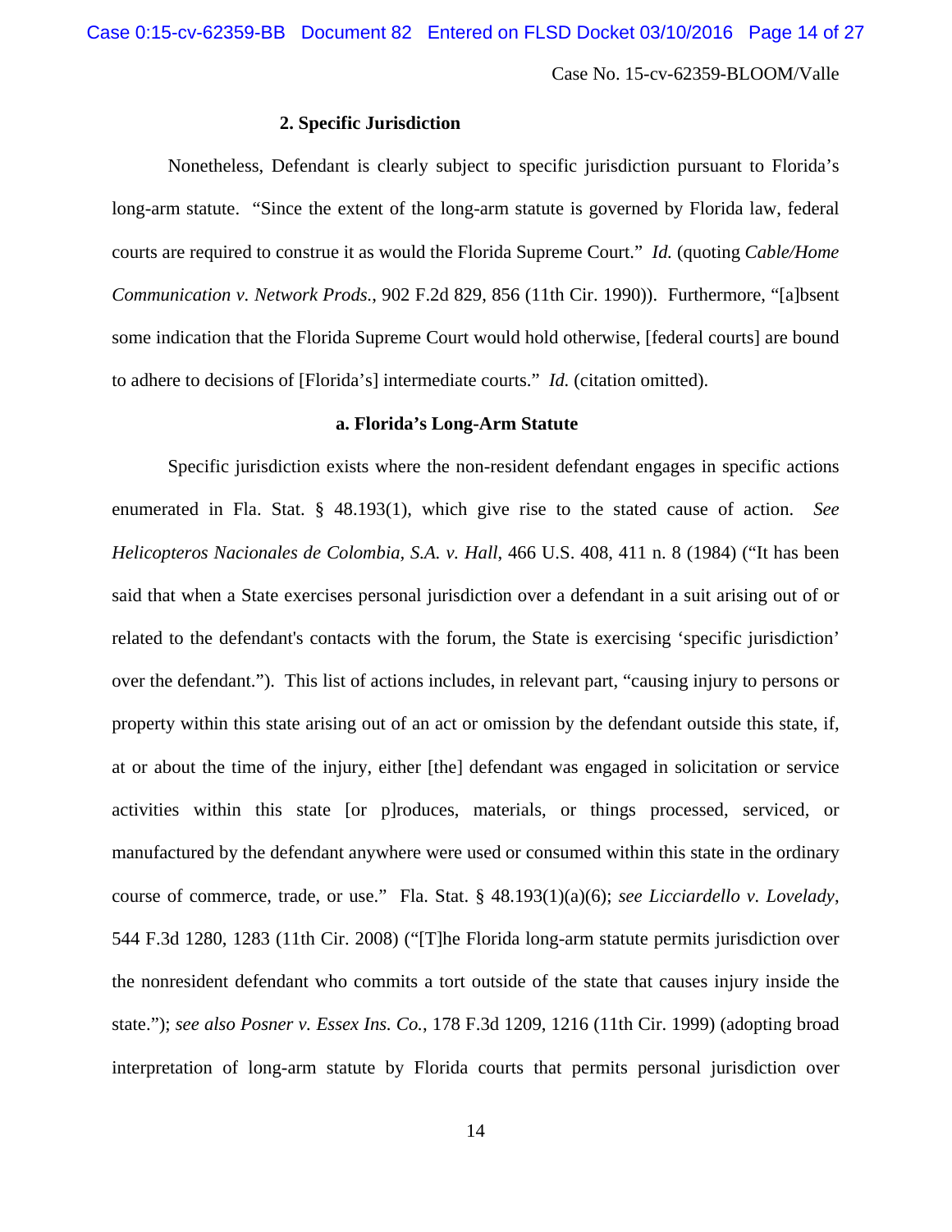### 2. Specific Jurisdiction

Nonetheless, Defendant is clearly subject to specific jurisdiction pursuant to Florida's long-arm statute. "Since the extent of the long-arm statute is governed by Florida law, federal courts are required to construe it as would the Florida Supreme Court." *Id.* (quoting *Cable/Home Communication v. Network Prods.*, 902 F.2d 829, 856 (11th Cir. 1990)). Furthermore, "[a]bsent some indication that the Florida Supreme Court would hold otherwise, [federal courts] are bound to adhere to decisions of [Florida's] intermediate courts." *Id.* (citation omitted).

#### a. Florida's Long-Arm Statute

Specific jurisdiction exists where the non-resident defendant engages in specific actions enumerated in Fla. Stat. § 48.193(1), which give rise to the stated cause of action. *See Helicopteros Nacionales de Colombia, S.A. v. Hall*, 466 U.S. 408, 411 n. 8 (1984) ("It has been said that when a State exercises personal jurisdiction over a defendant in a suit arising out of or related to the defendant's contacts with the forum, the State is exercising 'specific jurisdiction' over the defendant."). This list of actions includes, in relevant part, "causing injury to persons or property within this state arising out of an act or omission by the defendant outside this state, if, at or about the time of the injury, either [the] defendant was engaged in solicitation or service activities within this state [or p]roduces, materials, or things processed, serviced, or manufactured by the defendant anywhere were used or consumed within this state in the ordinary course of commerce, trade, or use." Fla. Stat. § 48.193(1)(a)(6); *see Licciardello v. Lovelady*, 544 F.3d 1280, 1283 (11th Cir. 2008) ("[T]he Florida long-arm statute permits jurisdiction over the nonresident defendant who commits a tort outside of the state that causes injury inside the state."); *see also Posner v. Essex Ins. Co.*, 178 F.3d 1209, 1216 (11th Cir. 1999) (adopting broad interpretation of long-arm statute by Florida courts that permits personal jurisdiction over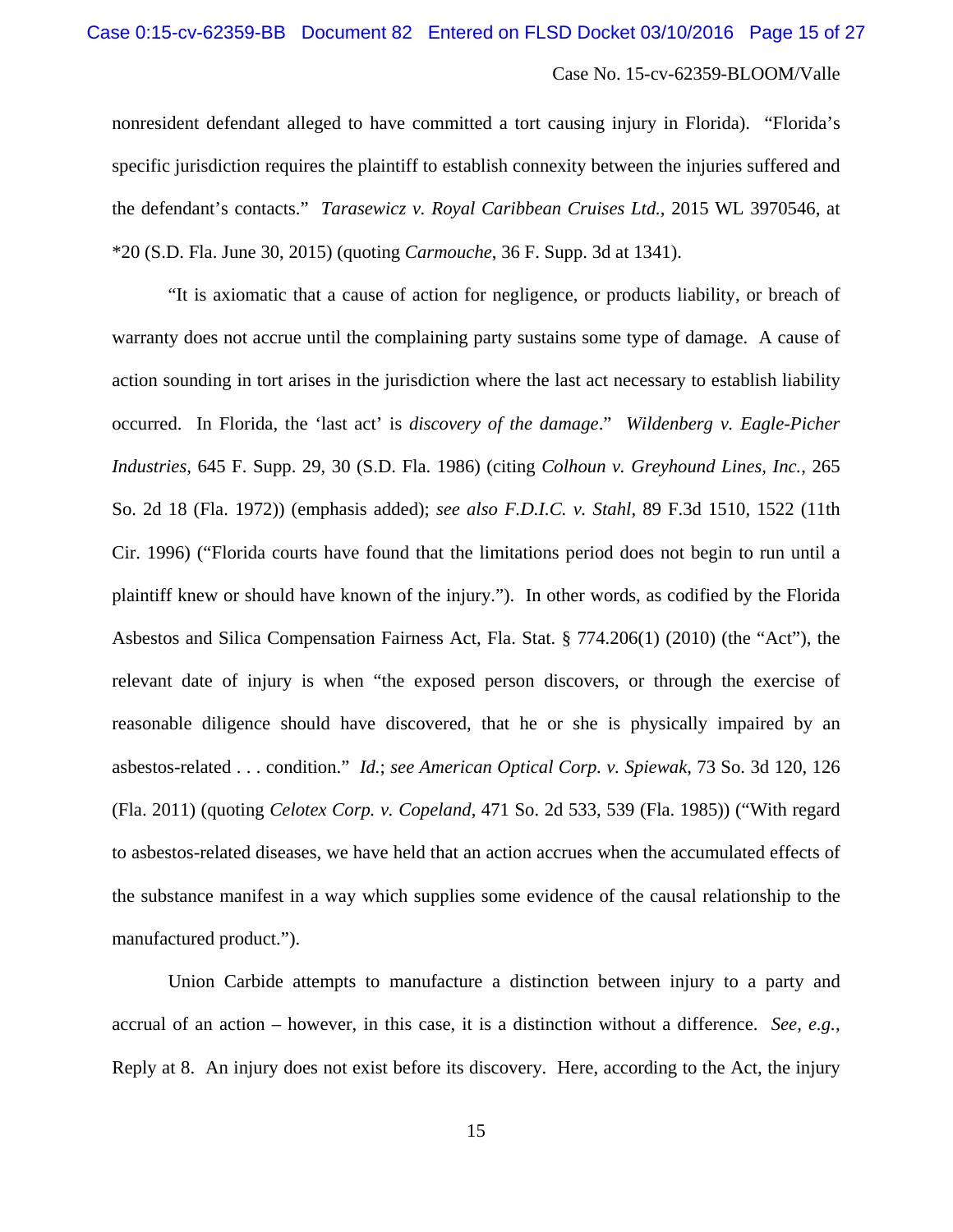nonresident defendant alleged to have committed a tort causing injury in Florida). "Florida's specific jurisdiction requires the plaintiff to establish connexity between the injuries suffered and the defendant's contacts." *Tarasewicz v. Royal Caribbean Cruises Ltd.*, 2015 WL 3970546, at *20 (S.D. Fla. June 30, 2015) (quoting *Carmouche*, 36 F. Supp. 3d at 1341).

"It is axiomatic that a cause of action for negligence, or products liability, or breach of warranty does not accrue until the complaining party sustains some type of damage. A cause of action sounding in tort arises in the jurisdiction where the last act necessary to establish liability occurred. In Florida, the 'last act' is *discovery of the damage*." *Wildenberg v. Eagle-Picher Industries*, 645 F. Supp. 29, 30 (S.D. Fla. 1986) (citing *Colhoun v. Greyhound Lines, Inc.*, 265 So. 2d 18 (Fla. 1972)) (emphasis added); *see also F.D.I.C. v. Stahl*, 89 F.3d 1510, 1522 (11th Cir. 1996) ("Florida courts have found that the limitations period does not begin to run until a plaintiff knew or should have known of the injury."). In other words, as codified by the Florida Asbestos and Silica Compensation Fairness Act, Fla. Stat. § 774.206(1) (2010) (the "Act"), the relevant date of injury is when "the exposed person discovers, or through the exercise of reasonable diligence should have discovered, that he or she is physically impaired by an asbestos-related . . . condition." *Id.*; *see American Optical Corp. v. Spiewak*, 73 So. 3d 120, 126 (Fla. 2011) (quoting *Celotex Corp. v. Copeland*, 471 So. 2d 533, 539 (Fla. 1985)) ("With regard to asbestos-related diseases, we have held that an action accrues when the accumulated effects of the substance manifest in a way which supplies some evidence of the causal relationship to the manufactured product.").

Union Carbide attempts to manufacture a distinction between injury to a party and accrual of an action – however, in this case, it is a distinction without a difference. *See, e.g.*, Reply at 8. An injury does not exist before its discovery. Here, according to the Act, the injury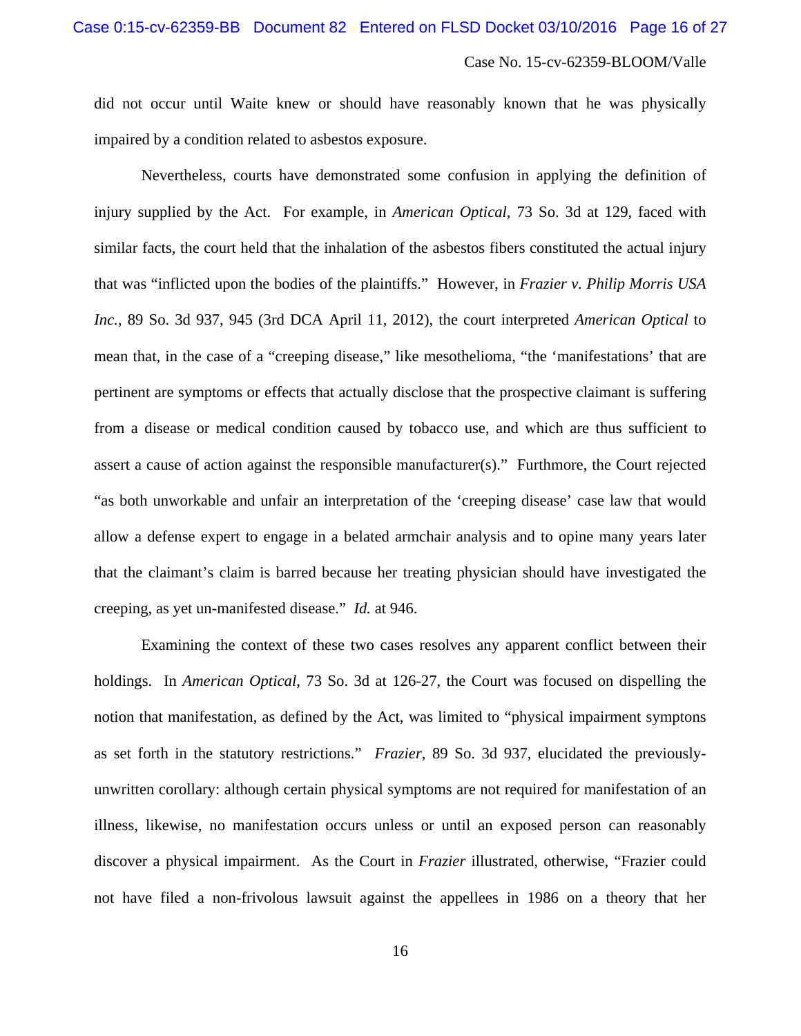did not occur until Waite knew or should have reasonably known that he was physically impaired by a condition related to asbestos exposure.

Nevertheless, courts have demonstrated some confusion in applying the definition of injury supplied by the Act. For example, in *American Optical*, 73 So. 3d at 129, faced with similar facts, the court held that the inhalation of the asbestos fibers constituted the actual injury that was "inflicted upon the bodies of the plaintiffs." However, in *Frazier v. Philip Morris USA Inc.*, 89 So. 3d 937, 945 (3rd DCA April 11, 2012), the court interpreted *American Optical* to mean that, in the case of a "creeping disease," like mesothelioma, "the 'manifestations' that are pertinent are symptoms or effects that actually disclose that the prospective claimant is suffering from a disease or medical condition caused by tobacco use, and which are thus sufficient to assert a cause of action against the responsible manufacturer(s)." Furthermore, the Court rejected "as both unworkable and unfair an interpretation of the 'creeping disease' case law that would allow a defense expert to engage in a belated armchair analysis and to opine many years later that the claimant's claim is barred because her treating physician should have investigated the creeping, as yet un-manifested disease." *Id.* at 946.

Examining the context of these two cases resolves any apparent conflict between their holdings. In *American Optical*, 73 So. 3d at 126-27, the Court was focused on dispelling the notion that manifestation, as defined by the Act, was limited to "physical impairment symptons as set forth in the statutory restrictions." *Frazier*, 89 So. 3d 937, elucidated the previously-unwritten corollary: although certain physical symptoms are not required for manifestation of an illness, likewise, no manifestation occurs unless or until an exposed person can reasonably discover a physical impairment. As the Court in *Frazier* illustrated, otherwise, "Frazier could not have filed a non-frivolous lawsuit against the appellees in 1986 on a theory that her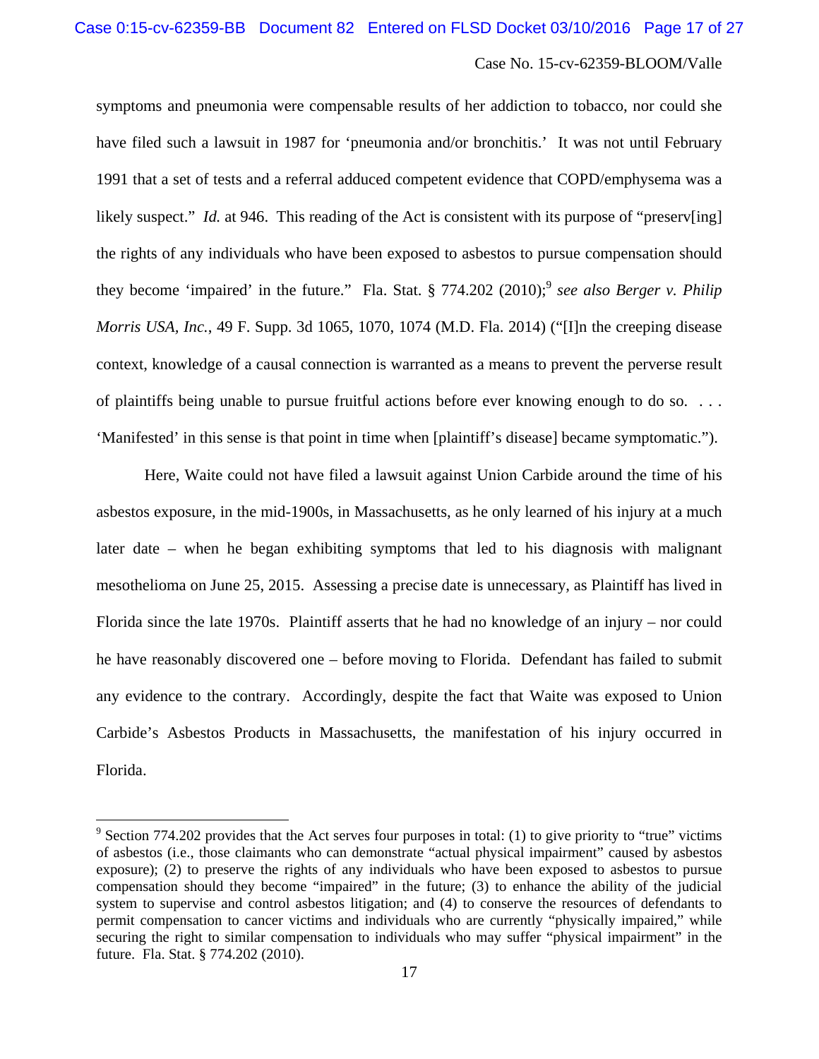symptoms and pneumonia were compensable results of her addiction to tobacco, nor could she have filed such a lawsuit in 1987 for 'pneumonia and/or bronchitis.' It was not until February 1991 that a set of tests and a referral adduced competent evidence that COPD/emphysema was a likely suspect." *Id.* at 946. This reading of the Act is consistent with its purpose of "preserv[ing] the rights of any individuals who have been exposed to asbestos to pursue compensation should they become 'impaired' in the future." Fla. Stat. § 774.202 (2010);[9] *see also Berger v. Philip Morris USA, Inc.*, 49 F. Supp. 3d 1065, 1070, 1074 (M.D. Fla. 2014) ("[I]n the creeping disease context, knowledge of a causal connection is warranted as a means to prevent the perverse result of plaintiffs being unable to pursue fruitful actions before ever knowing enough to do so. . . . 'Manifested' in this sense is that point in time when [plaintiff's disease] became symptomatic.").

Here, Waite could not have filed a lawsuit against Union Carbide around the time of his asbestos exposure, in the mid-1900s, in Massachusetts, as he only learned of his injury at a much later date – when he began exhibiting symptoms that led to his diagnosis with malignant mesothelioma on June 25, 2015. Assessing a precise date is unnecessary, as Plaintiff has lived in Florida since the late 1970s. Plaintiff asserts that he had no knowledge of an injury – nor could he have reasonably discovered one – before moving to Florida. Defendant has failed to submit any evidence to the contrary. Accordingly, despite the fact that Waite was exposed to Union Carbide's Asbestos Products in Massachusetts, the manifestation of his injury occurred in Florida.

---

[9] Section 774.202 provides that the Act serves four purposes in total: (1) to give priority to "true" victims of asbestos (i.e., those claimants who can demonstrate "actual physical impairment" caused by asbestos exposure); (2) to preserve the rights of any individuals who have been exposed to asbestos to pursue compensation should they become "impaired" in the future; (3) to enhance the ability of the judicial system to supervise and control asbestos litigation; and (4) to conserve the resources of defendants to permit compensation to cancer victims and individuals who are currently "physically impaired," while securing the right to similar compensation to individuals who may suffer "physical impairment" in the future. Fla. Stat. § 774.202 (2010).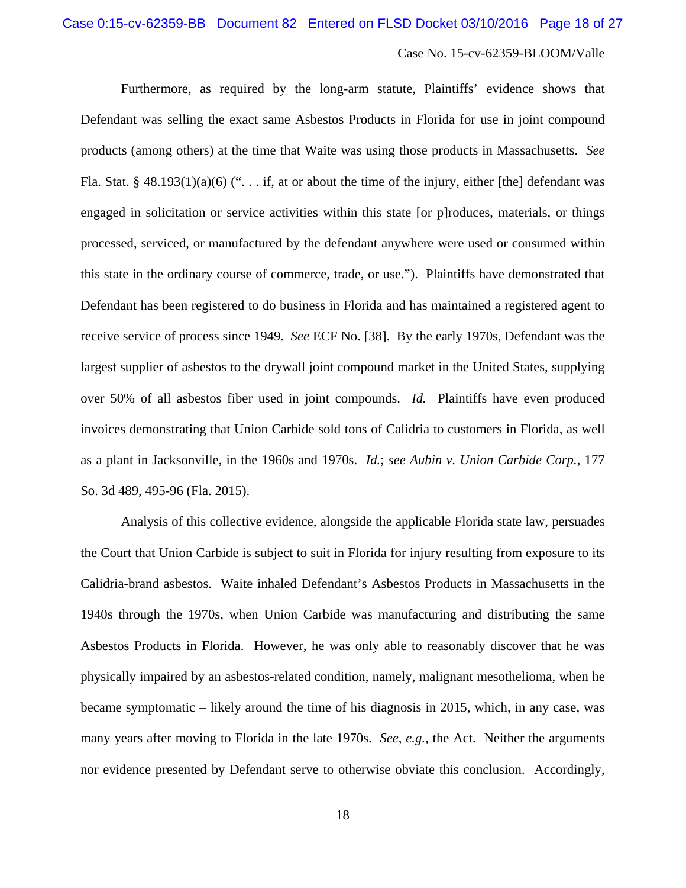Furthermore, as required by the long-arm statute, Plaintiffs' evidence shows that Defendant was selling the exact same Asbestos Products in Florida for use in joint compound products (among others) at the time that Waite was using those products in Massachusetts. *See* Fla. Stat. § 48.193(1)(a)(6) (". . . if, at or about the time of the injury, either [the] defendant was engaged in solicitation or service activities within this state [or p]roduces, materials, or things processed, serviced, or manufactured by the defendant anywhere were used or consumed within this state in the ordinary course of commerce, trade, or use."). Plaintiffs have demonstrated that Defendant has been registered to do business in Florida and has maintained a registered agent to receive service of process since 1949. *See* ECF No. [38]. By the early 1970s, Defendant was the largest supplier of asbestos to the drywall joint compound market in the United States, supplying over 50% of all asbestos fiber used in joint compounds. *Id.* Plaintiffs have even produced invoices demonstrating that Union Carbide sold tons of Calidria to customers in Florida, as well as a plant in Jacksonville, in the 1960s and 1970s. *Id.*; *see Aubin v. Union Carbide Corp.*, 177 So. 3d 489, 495-96 (Fla. 2015).

Analysis of this collective evidence, alongside the applicable Florida state law, persuades the Court that Union Carbide is subject to suit in Florida for injury resulting from exposure to its Calidria-brand asbestos. Waite inhaled Defendant's Asbestos Products in Massachusetts in the 1940s through the 1970s, when Union Carbide was manufacturing and distributing the same Asbestos Products in Florida. However, he was only able to reasonably discover that he was physically impaired by an asbestos-related condition, namely, malignant mesothelioma, when he became symptomatic – likely around the time of his diagnosis in 2015, which, in any case, was many years after moving to Florida in the late 1970s. *See, e.g.*, the Act. Neither the arguments nor evidence presented by Defendant serve to otherwise obviate this conclusion. Accordingly,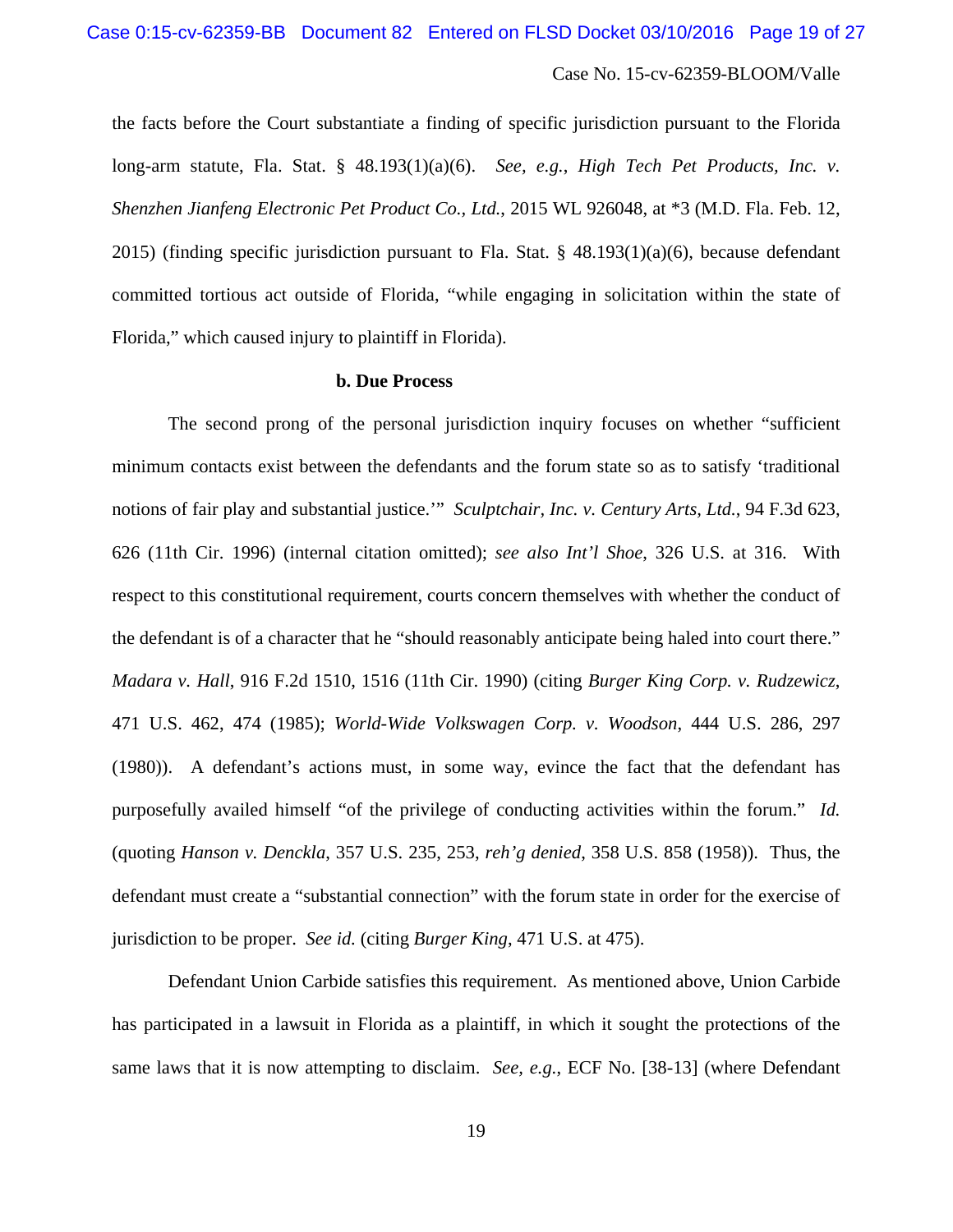the facts before the Court substantiate a finding of specific jurisdiction pursuant to the Florida long-arm statute, Fla. Stat. § 48.193(1)(a)(6). *See, e.g.*, *High Tech Pet Products, Inc. v. Shenzhen Jianfeng Electronic Pet Product Co., Ltd.*, 2015 WL 926048, at *3 (M.D. Fla. Feb. 12, 2015) (finding specific jurisdiction pursuant to Fla. Stat. § 48.193(1)(a)(6), because defendant committed tortious act outside of Florida, "while engaging in solicitation within the state of Florida," which caused injury to plaintiff in Florida).

**b. Due Process**

The second prong of the personal jurisdiction inquiry focuses on whether "sufficient minimum contacts exist between the defendants and the forum state so as to satisfy 'traditional notions of fair play and substantial justice.'" *Sculptchair, Inc. v. Century Arts, Ltd.*, 94 F.3d 623, 626 (11th Cir. 1996) (internal citation omitted); *see also Int'l Shoe*, 326 U.S. at 316. With respect to this constitutional requirement, courts concern themselves with whether the conduct of the defendant is of a character that he "should reasonably anticipate being haled into court there." *Madara v. Hall*, 916 F.2d 1510, 1516 (11th Cir. 1990) (citing *Burger King Corp. v. Rudzewicz*, 471 U.S. 462, 474 (1985); *World-Wide Volkswagen Corp. v. Woodson*, 444 U.S. 286, 297 (1980)). A defendant's actions must, in some way, evince the fact that the defendant has purposefully availed himself "of the privilege of conducting activities within the forum." *Id.* (quoting *Hanson v. Denckla*, 357 U.S. 235, 253, *reh'g denied*, 358 U.S. 858 (1958)). Thus, the defendant must create a "substantial connection" with the forum state in order for the exercise of jurisdiction to be proper. *See id.* (citing *Burger King*, 471 U.S. at 475).

Defendant Union Carbide satisfies this requirement. As mentioned above, Union Carbide has participated in a lawsuit in Florida as a plaintiff, in which it sought the protections of the same laws that it is now attempting to disclaim. *See, e.g.*, ECF No. [38-13] (where Defendant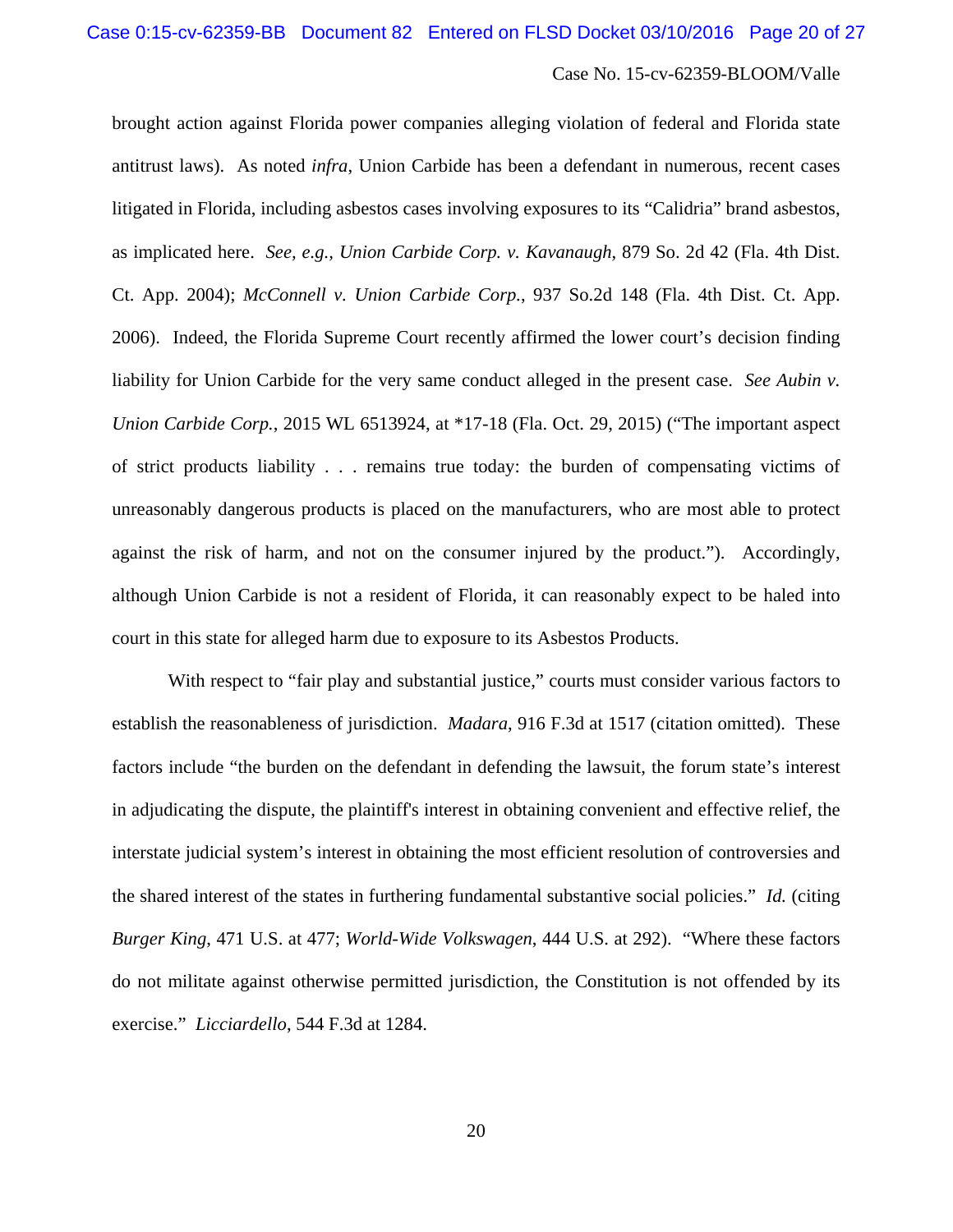brought action against Florida power companies alleging violation of federal and Florida state antitrust laws). As noted *infra*, Union Carbide has been a defendant in numerous, recent cases litigated in Florida, including asbestos cases involving exposures to its "Calidria" brand asbestos, as implicated here. *See, e.g., Union Carbide Corp. v. Kavanaugh*, 879 So. 2d 42 (Fla. 4th Dist. Ct. App. 2004); *McConnell v. Union Carbide Corp.*, 937 So.2d 148 (Fla. 4th Dist. Ct. App. 2006). Indeed, the Florida Supreme Court recently affirmed the lower court's decision finding liability for Union Carbide for the very same conduct alleged in the present case. *See Aubin v. Union Carbide Corp.*, 2015 WL 6513924, at *17-18 (Fla. Oct. 29, 2015) ("The important aspect of strict products liability . . . remains true today: the burden of compensating victims of unreasonably dangerous products is placed on the manufacturers, who are most able to protect against the risk of harm, and not on the consumer injured by the product."). Accordingly, although Union Carbide is not a resident of Florida, it can reasonably expect to be haled into court in this state for alleged harm due to exposure to its Asbestos Products.

With respect to "fair play and substantial justice," courts must consider various factors to establish the reasonableness of jurisdiction. *Madara*, 916 F.3d at 1517 (citation omitted). These factors include "the burden on the defendant in defending the lawsuit, the forum state's interest in adjudicating the dispute, the plaintiff's interest in obtaining convenient and effective relief, the interstate judicial system's interest in obtaining the most efficient resolution of controversies and the shared interest of the states in furthering fundamental substantive social policies." *Id.* (citing *Burger King*, 471 U.S. at 477; *World-Wide Volkswagen*, 444 U.S. at 292). "Where these factors do not militate against otherwise permitted jurisdiction, the Constitution is not offended by its exercise." *Licciardello*, 544 F.3d at 1284.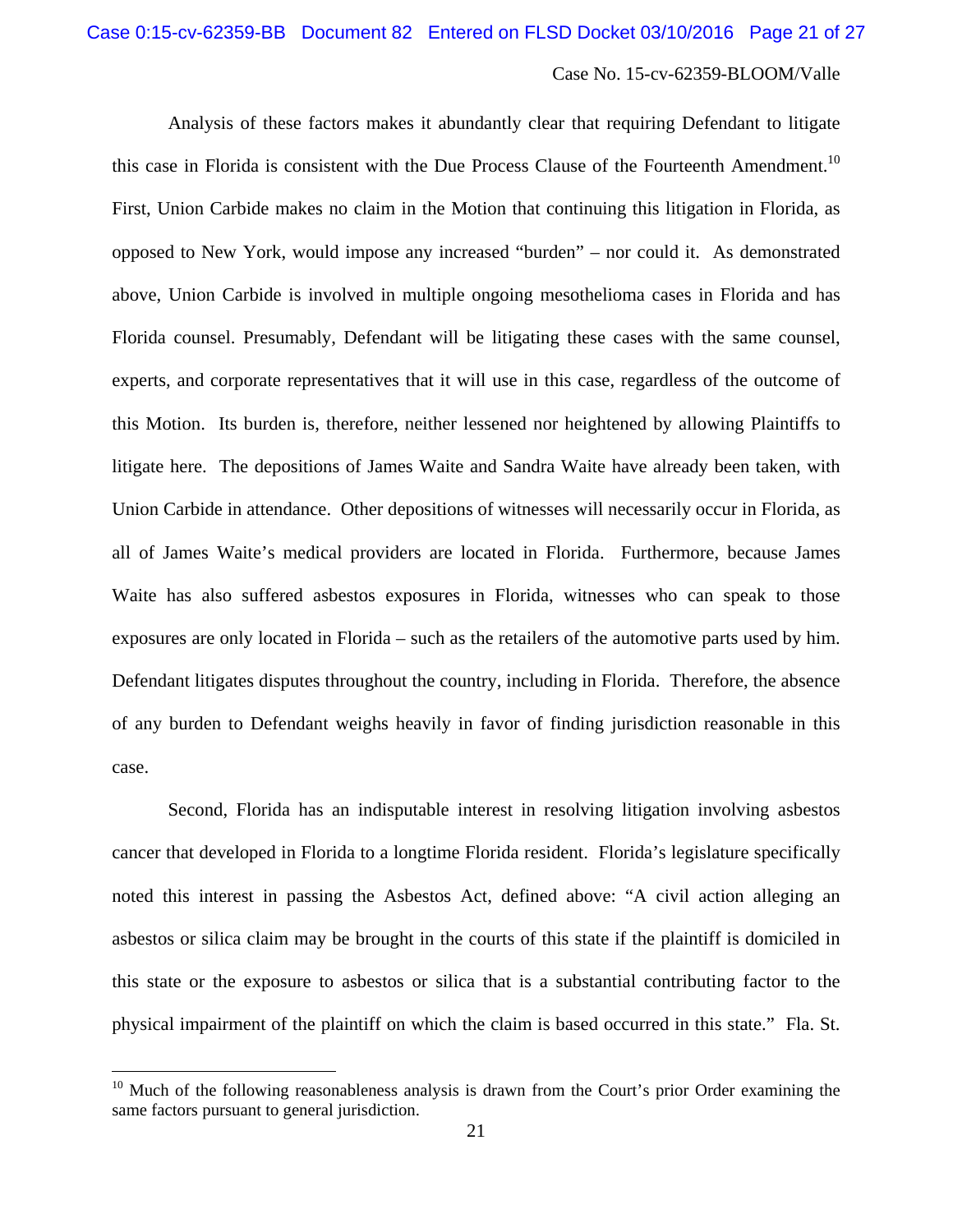Analysis of these factors makes it abundantly clear that requiring Defendant to litigate this case in Florida is consistent with the Due Process Clause of the Fourteenth Amendment.[10] First, Union Carbide makes no claim in the Motion that continuing this litigation in Florida, as opposed to New York, would impose any increased "burden" – nor could it. As demonstrated above, Union Carbide is involved in multiple ongoing mesothelioma cases in Florida and has Florida counsel. Presumably, Defendant will be litigating these cases with the same counsel, experts, and corporate representatives that it will use in this case, regardless of the outcome of this Motion. Its burden is, therefore, neither lessened nor heightened by allowing Plaintiffs to litigate here. The depositions of James Waite and Sandra Waite have already been taken, with Union Carbide in attendance. Other depositions of witnesses will necessarily occur in Florida, as all of James Waite's medical providers are located in Florida. Furthermore, because James Waite has also suffered asbestos exposures in Florida, witnesses who can speak to those exposures are only located in Florida – such as the retailers of the automotive parts used by him. Defendant litigates disputes throughout the country, including in Florida. Therefore, the absence of any burden to Defendant weighs heavily in favor of finding jurisdiction reasonable in this case.

Second, Florida has an indisputable interest in resolving litigation involving asbestos cancer that developed in Florida to a longtime Florida resident. Florida's legislature specifically noted this interest in passing the Asbestos Act, defined above: "A civil action alleging an asbestos or silica claim may be brought in the courts of this state if the plaintiff is domiciled in this state or the exposure to asbestos or silica that is a substantial contributing factor to the physical impairment of the plaintiff on which the claim is based occurred in this state." Fla. St.

---

[10] Much of the following reasonableness analysis is drawn from the Court's prior Order examining the same factors pursuant to general jurisdiction.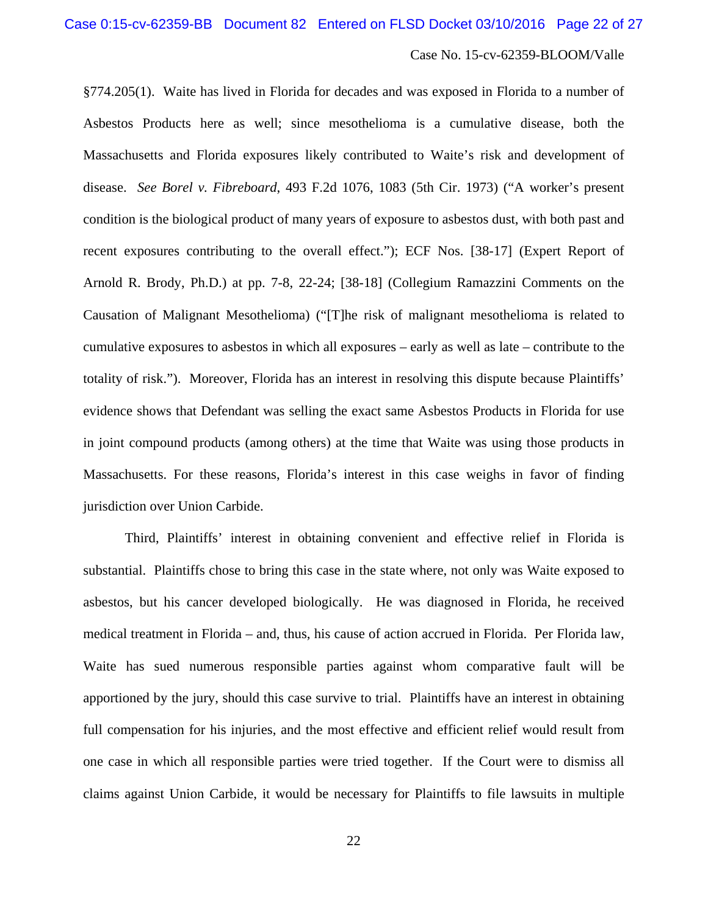§774.205(1). Waite has lived in Florida for decades and was exposed in Florida to a number of Asbestos Products here as well; since mesothelioma is a cumulative disease, both the Massachusetts and Florida exposures likely contributed to Waite's risk and development of disease. *See Borel v. Fibreboard*, 493 F.2d 1076, 1083 (5th Cir. 1973) ("A worker's present condition is the biological product of many years of exposure to asbestos dust, with both past and recent exposures contributing to the overall effect."); ECF Nos. [38-17] (Expert Report of Arnold R. Brody, Ph.D.) at pp. 7-8, 22-24; [38-18] (Collegium Ramazzini Comments on the Causation of Malignant Mesothelioma) ("[T]he risk of malignant mesothelioma is related to cumulative exposures to asbestos in which all exposures – early as well as late – contribute to the totality of risk."). Moreover, Florida has an interest in resolving this dispute because Plaintiffs' evidence shows that Defendant was selling the exact same Asbestos Products in Florida for use in joint compound products (among others) at the time that Waite was using those products in Massachusetts. For these reasons, Florida's interest in this case weighs in favor of finding jurisdiction over Union Carbide.

Third, Plaintiffs' interest in obtaining convenient and effective relief in Florida is substantial. Plaintiffs chose to bring this case in the state where, not only was Waite exposed to asbestos, but his cancer developed biologically. He was diagnosed in Florida, he received medical treatment in Florida – and, thus, his cause of action accrued in Florida. Per Florida law, Waite has sued numerous responsible parties against whom comparative fault will be apportioned by the jury, should this case survive to trial. Plaintiffs have an interest in obtaining full compensation for his injuries, and the most effective and efficient relief would result from one case in which all responsible parties were tried together. If the Court were to dismiss all claims against Union Carbide, it would be necessary for Plaintiffs to file lawsuits in multiple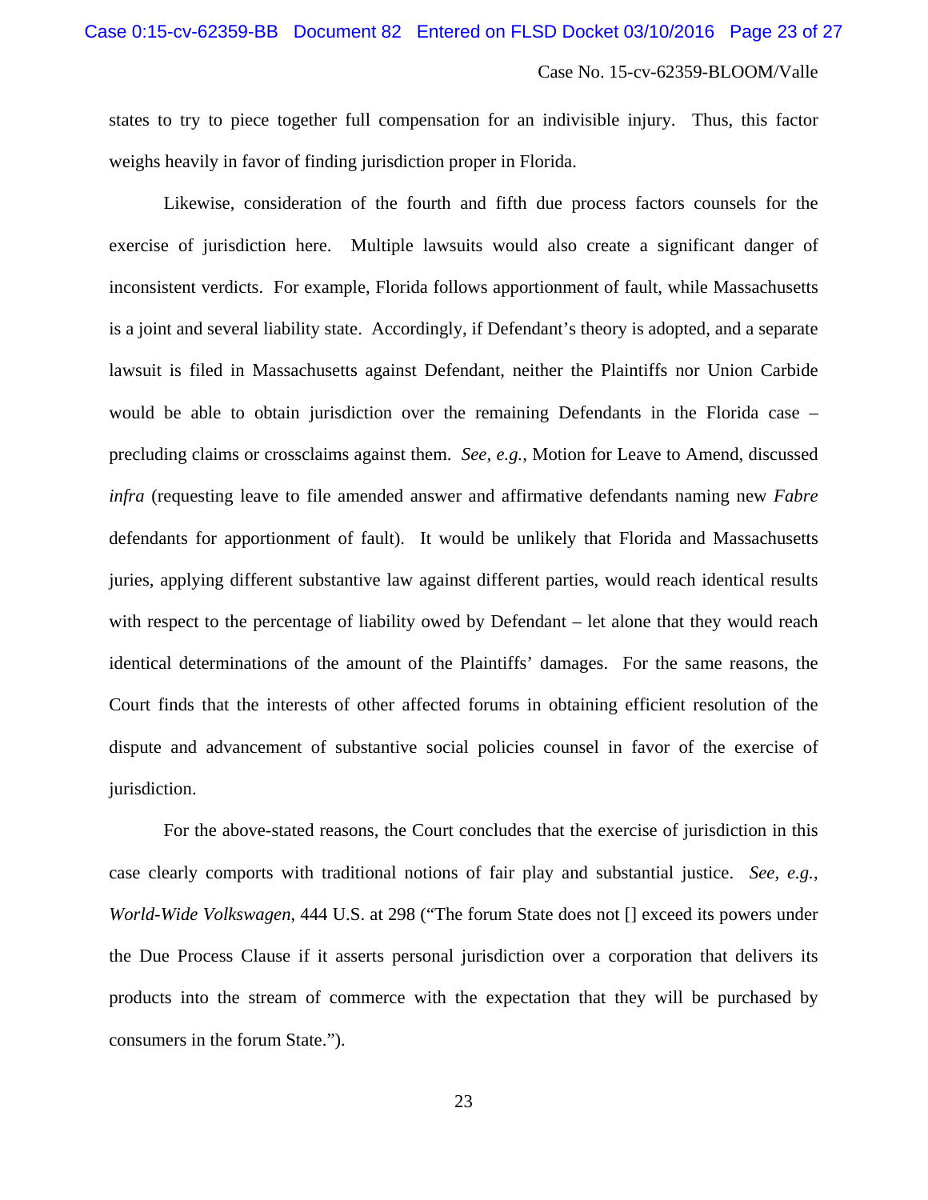states to try to piece together full compensation for an indivisible injury. Thus, this factor weighs heavily in favor of finding jurisdiction proper in Florida.

Likewise, consideration of the fourth and fifth due process factors counsels for the exercise of jurisdiction here. Multiple lawsuits would also create a significant danger of inconsistent verdicts. For example, Florida follows apportionment of fault, while Massachusetts is a joint and several liability state. Accordingly, if Defendant's theory is adopted, and a separate lawsuit is filed in Massachusetts against Defendant, neither the Plaintiffs nor Union Carbide would be able to obtain jurisdiction over the remaining Defendants in the Florida case – precluding claims or crossclaims against them. *See, e.g.*, Motion for Leave to Amend, discussed *infra* (requesting leave to file amended answer and affirmative defendants naming new *Fabre* defendants for apportionment of fault). It would be unlikely that Florida and Massachusetts juries, applying different substantive law against different parties, would reach identical results with respect to the percentage of liability owed by Defendant – let alone that they would reach identical determinations of the amount of the Plaintiffs' damages. For the same reasons, the Court finds that the interests of other affected forums in obtaining efficient resolution of the dispute and advancement of substantive social policies counsel in favor of the exercise of jurisdiction.

For the above-stated reasons, the Court concludes that the exercise of jurisdiction in this case clearly comports with traditional notions of fair play and substantial justice. *See, e.g.*, *World-Wide Volkswagen*, 444 U.S. at 298 ("The forum State does not [] exceed its powers under the Due Process Clause if it asserts personal jurisdiction over a corporation that delivers its products into the stream of commerce with the expectation that they will be purchased by consumers in the forum State.").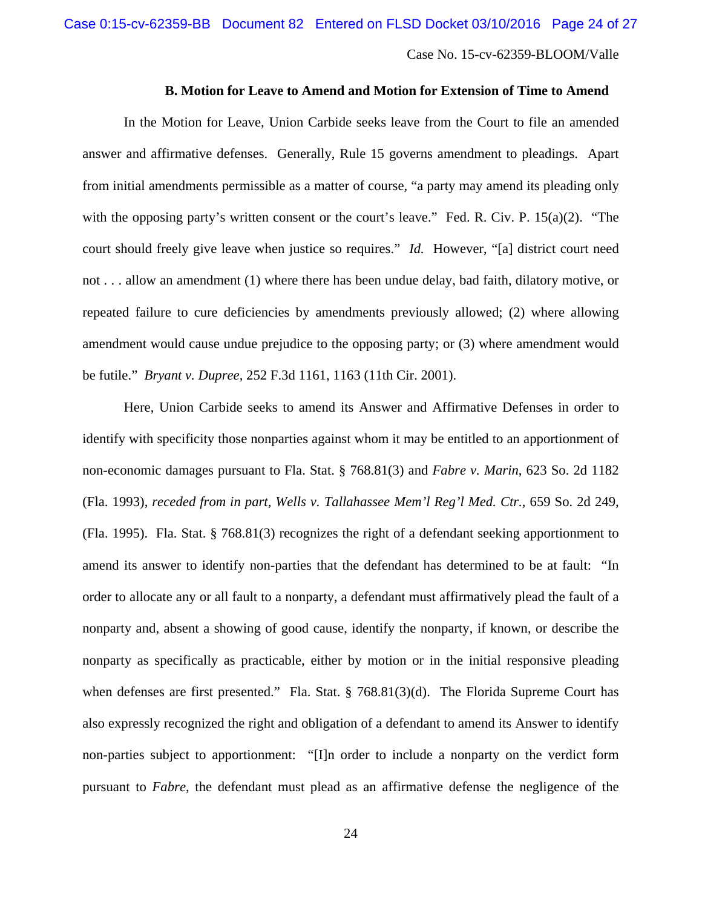### B. Motion for Leave to Amend and Motion for Extension of Time to Amend

In the Motion for Leave, Union Carbide seeks leave from the Court to file an amended answer and affirmative defenses. Generally, Rule 15 governs amendment to pleadings. Apart from initial amendments permissible as a matter of course, "a party may amend its pleading only with the opposing party's written consent or the court's leave." Fed. R. Civ. P. 15(a)(2). "The court should freely give leave when justice so requires." *Id.* However, "[a] district court need not . . . allow an amendment (1) where there has been undue delay, bad faith, dilatory motive, or repeated failure to cure deficiencies by amendments previously allowed; (2) where allowing amendment would cause undue prejudice to the opposing party; or (3) where amendment would be futile." *Bryant v. Dupree*, 252 F.3d 1161, 1163 (11th Cir. 2001).

Here, Union Carbide seeks to amend its Answer and Affirmative Defenses in order to identify with specificity those nonparties against whom it may be entitled to an apportionment of non-economic damages pursuant to Fla. Stat. § 768.81(3) and *Fabre v. Marin*, 623 So. 2d 1182 (Fla. 1993), *receded from in part*, *Wells v. Tallahassee Mem'l Reg'l Med. Ctr.*, 659 So. 2d 249, (Fla. 1995). Fla. Stat. § 768.81(3) recognizes the right of a defendant seeking apportionment to amend its answer to identify non-parties that the defendant has determined to be at fault: "In order to allocate any or all fault to a nonparty, a defendant must affirmatively plead the fault of a nonparty and, absent a showing of good cause, identify the nonparty, if known, or describe the nonparty as specifically as practicable, either by motion or in the initial responsive pleading when defenses are first presented." Fla. Stat. § 768.81(3)(d). The Florida Supreme Court has also expressly recognized the right and obligation of a defendant to amend its Answer to identify non-parties subject to apportionment: "[I]n order to include a nonparty on the verdict form pursuant to *Fabre*, the defendant must plead as an affirmative defense the negligence of the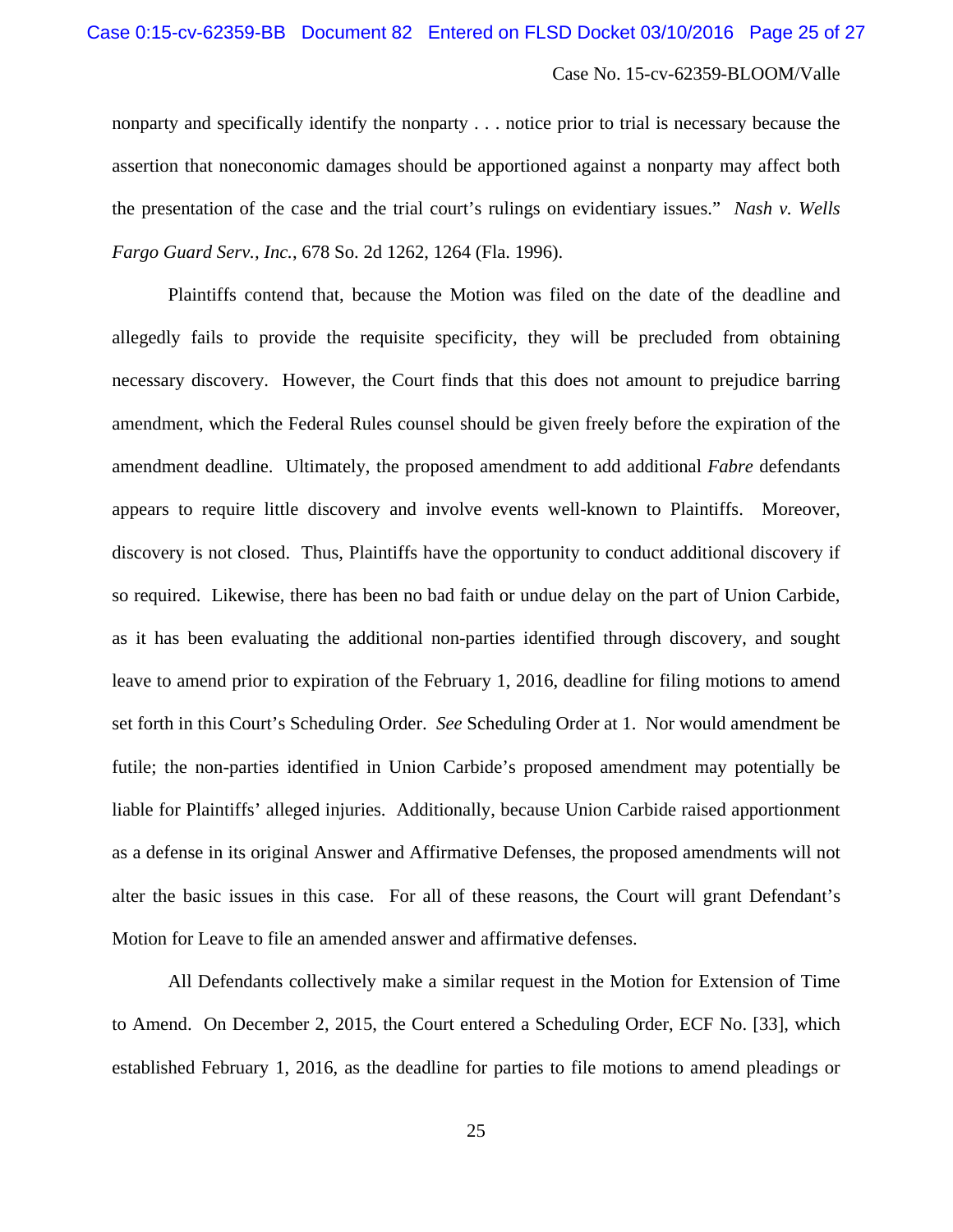nonparty and specifically identify the nonparty . . . notice prior to trial is necessary because the assertion that noneconomic damages should be apportioned against a nonparty may affect both the presentation of the case and the trial court's rulings on evidentiary issues." *Nash v. Wells Fargo Guard Serv., Inc.*, 678 So. 2d 1262, 1264 (Fla. 1996).

Plaintiffs contend that, because the Motion was filed on the date of the deadline and allegedly fails to provide the requisite specificity, they will be precluded from obtaining necessary discovery. However, the Court finds that this does not amount to prejudice barring amendment, which the Federal Rules counsel should be given freely before the expiration of the amendment deadline. Ultimately, the proposed amendment to add additional *Fabre* defendants appears to require little discovery and involve events well-known to Plaintiffs. Moreover, discovery is not closed. Thus, Plaintiffs have the opportunity to conduct additional discovery if so required. Likewise, there has been no bad faith or undue delay on the part of Union Carbide, as it has been evaluating the additional non-parties identified through discovery, and sought leave to amend prior to expiration of the February 1, 2016, deadline for filing motions to amend set forth in this Court's Scheduling Order. *See* Scheduling Order at 1. Nor would amendment be futile; the non-parties identified in Union Carbide's proposed amendment may potentially be liable for Plaintiffs' alleged injuries. Additionally, because Union Carbide raised apportionment as a defense in its original Answer and Affirmative Defenses, the proposed amendments will not alter the basic issues in this case. For all of these reasons, the Court will grant Defendant's Motion for Leave to file an amended answer and affirmative defenses.

All Defendants collectively make a similar request in the Motion for Extension of Time to Amend. On December 2, 2015, the Court entered a Scheduling Order, ECF No. [33], which established February 1, 2016, as the deadline for parties to file motions to amend pleadings or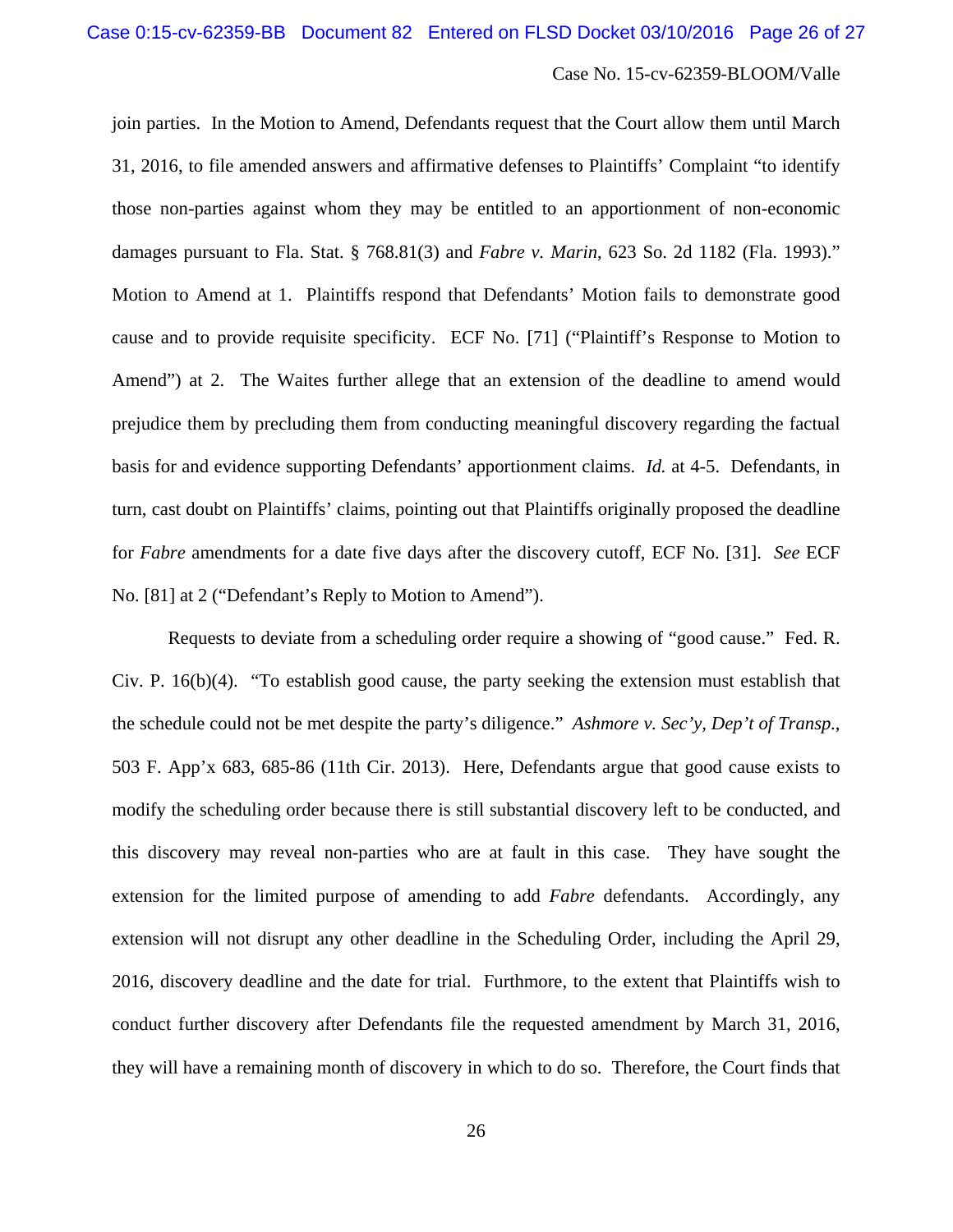join parties. In the Motion to Amend, Defendants request that the Court allow them until March 31, 2016, to file amended answers and affirmative defenses to Plaintiffs' Complaint "to identify those non-parties against whom they may be entitled to an apportionment of non-economic damages pursuant to Fla. Stat. § 768.81(3) and *Fabre v. Marin*, 623 So. 2d 1182 (Fla. 1993)." Motion to Amend at 1. Plaintiffs respond that Defendants' Motion fails to demonstrate good cause and to provide requisite specificity. ECF No. [71] ("Plaintiff's Response to Motion to Amend") at 2. The Waites further allege that an extension of the deadline to amend would prejudice them by precluding them from conducting meaningful discovery regarding the factual basis for and evidence supporting Defendants' apportionment claims. *Id.* at 4-5. Defendants, in turn, cast doubt on Plaintiffs' claims, pointing out that Plaintiffs originally proposed the deadline for *Fabre* amendments for a date five days after the discovery cutoff, ECF No. [31]. *See* ECF No. [81] at 2 ("Defendant's Reply to Motion to Amend").

Requests to deviate from a scheduling order require a showing of "good cause." Fed. R. Civ. P. 16(b)(4). "To establish good cause, the party seeking the extension must establish that the schedule could not be met despite the party's diligence." *Ashmore v. Sec'y, Dep't of Transp.*, 503 F. App'x 683, 685-86 (11th Cir. 2013). Here, Defendants argue that good cause exists to modify the scheduling order because there is still substantial discovery left to be conducted, and this discovery may reveal non-parties who are at fault in this case. They have sought the extension for the limited purpose of amending to add *Fabre* defendants. Accordingly, any extension will not disrupt any other deadline in the Scheduling Order, including the April 29, 2016, discovery deadline and the date for trial. Furthermore, to the extent that Plaintiffs wish to conduct further discovery after Defendants file the requested amendment by March 31, 2016, they will have a remaining month of discovery in which to do so. Therefore, the Court finds that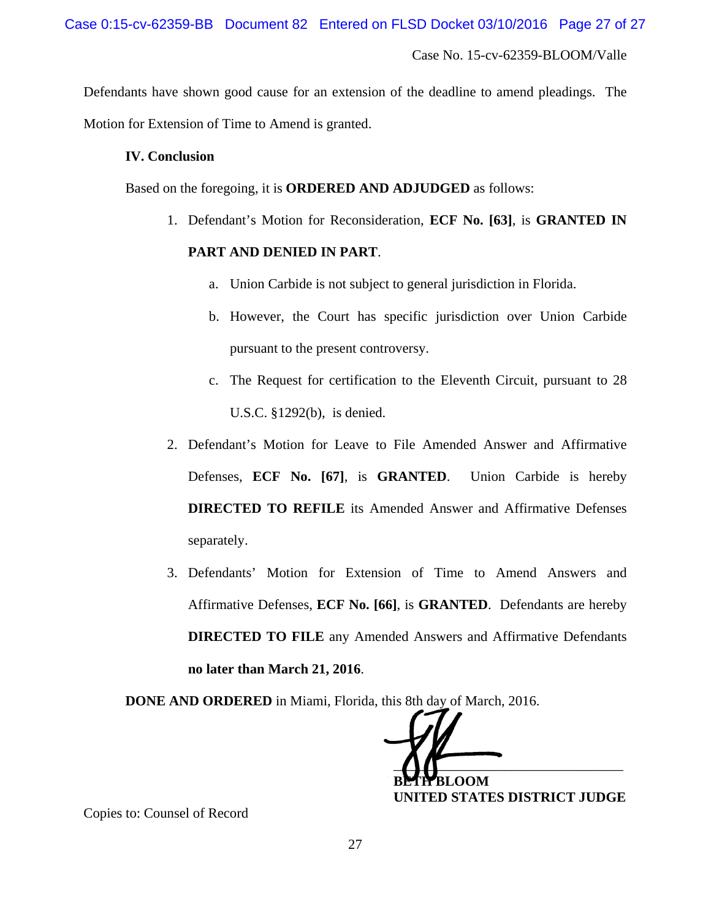Defendants have shown good cause for an extension of the deadline to amend pleadings. The Motion for Extension of Time to Amend is granted.

**IV. Conclusion**

Based on the foregoing, it is **ORDERED AND ADJUDGED** as follows:

1. Defendant's Motion for Reconsideration, **ECF No. [63]**, is **GRANTED IN PART AND DENIED IN PART**.
   a. Union Carbide is not subject to general jurisdiction in Florida.
   b. However, the Court has specific jurisdiction over Union Carbide pursuant to the present controversy.
   c. The Request for certification to the Eleventh Circuit, pursuant to 28 U.S.C. §1292(b), is denied.
2. Defendant's Motion for Leave to File Amended Answer and Affirmative Defenses, **ECF No. [67]**, is **GRANTED**. Union Carbide is hereby **DIRECTED TO REFILE** its Amended Answer and Affirmative Defenses separately.
3. Defendants' Motion for Extension of Time to Amend Answers and Affirmative Defenses, **ECF No. [66]**, is **GRANTED**. Defendants are hereby **DIRECTED TO FILE** any Amended Answers and Affirmative Defendants **no later than March 21, 2016**.

**DONE AND ORDERED** in Miami, Florida, this 8th day of March, 2016.

\_\_\_\_\_\_\_\_\_\_\_\_\_\_\_\_\_\_\_\_\_\_\_\_\_\_\_\_\_\_\_\_\_\_\_\_
**BETH BLOOM**
**UNITED STATES DISTRICT JUDGE**

Copies to: Counsel of Record